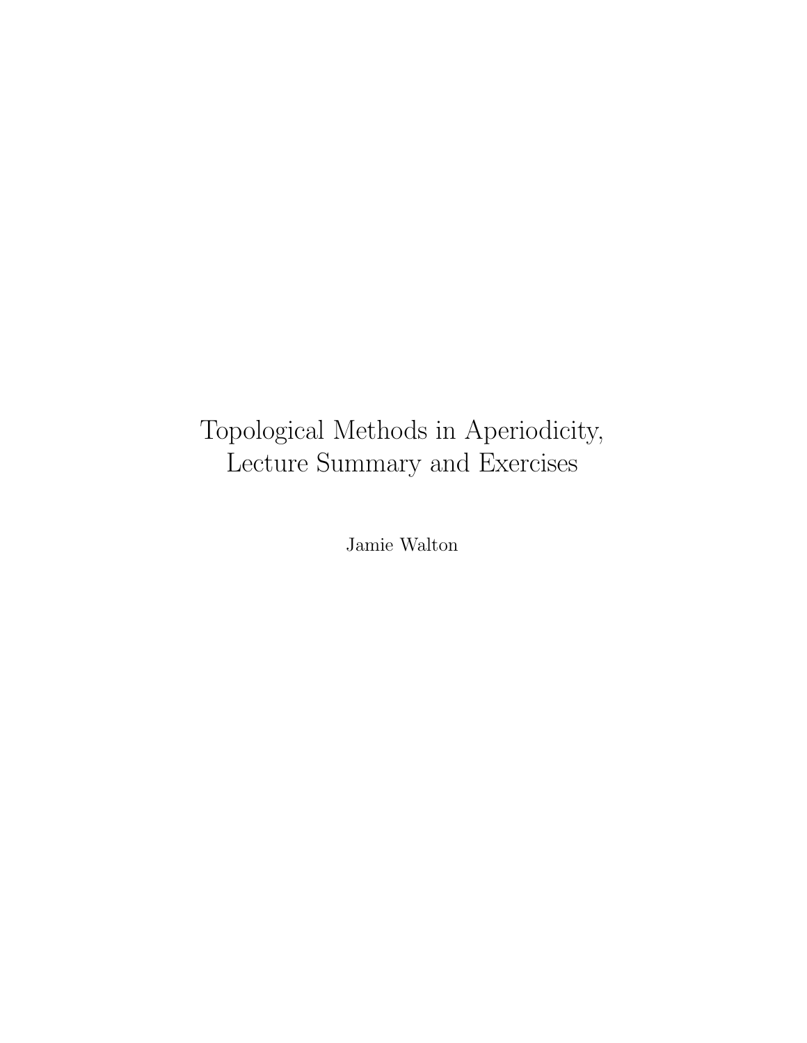# Topological Methods in Aperiodicity, Lecture Summary and Exercises

Jamie Walton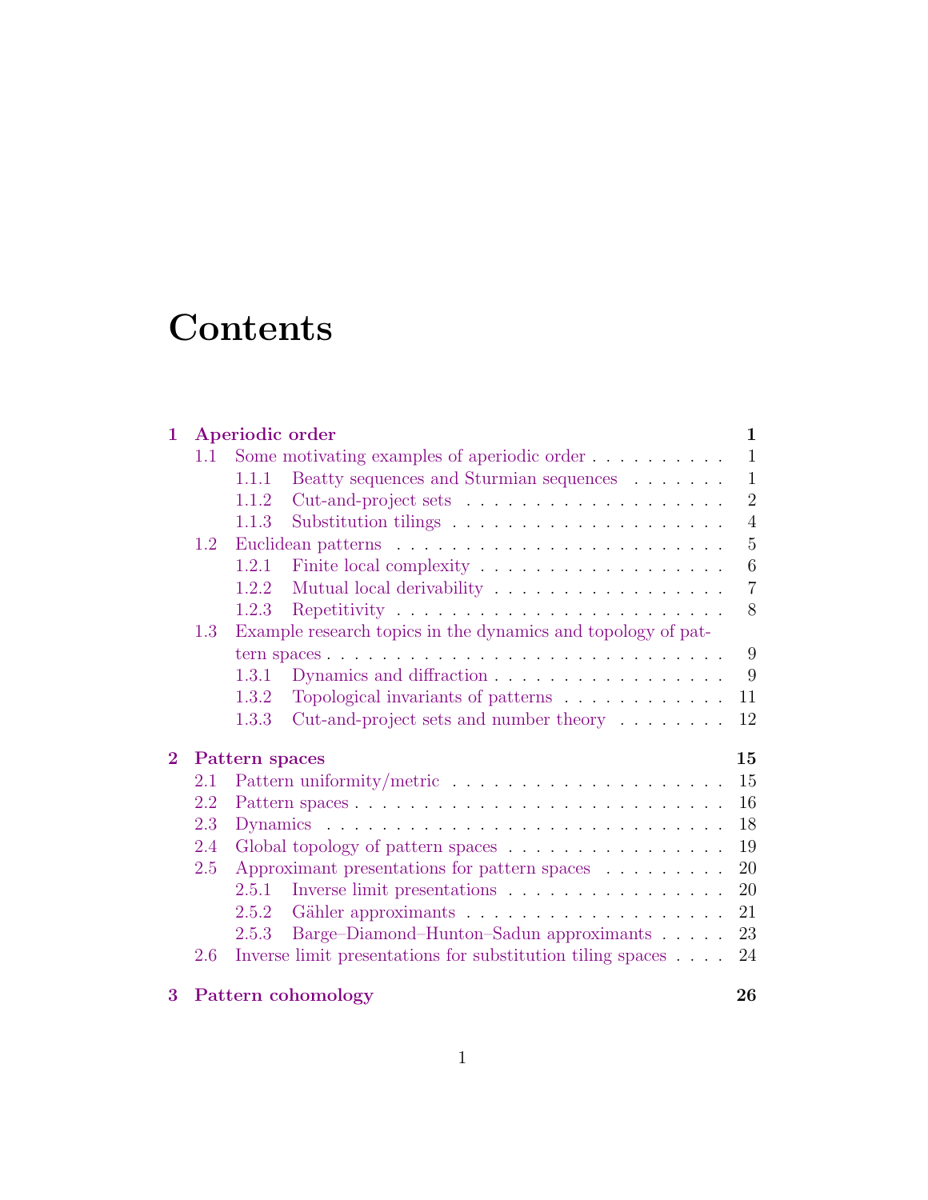# Contents

**1 Aperiodic order** **1**
- 1.1 Some motivating examples of aperiodic order . . . . . . . . . . 1
  - 1.1.1 Beatty sequences and Sturmian sequences . . . . . . . 1
  - 1.1.2 Cut-and-project sets . . . . . . . . . . . . . . . . . . . 2
  - 1.1.3 Substitution tilings . . . . . . . . . . . . . . . . . . . . 4
- 1.2 Euclidean patterns . . . . . . . . . . . . . . . . . . . . . . . . 5
  - 1.2.1 Finite local complexity . . . . . . . . . . . . . . . . . . 6
  - 1.2.2 Mutual local derivability . . . . . . . . . . . . . . . . . 7
  - 1.2.3 Repetitivity . . . . . . . . . . . . . . . . . . . . . . . . 8
- 1.3 Example research topics in the dynamics and topology of pattern spaces . . . . . . . . . . . . . . . . . . . . . . . . . . . . 9
  - 1.3.1 Dynamics and diffraction . . . . . . . . . . . . . . . . . 9
  - 1.3.2 Topological invariants of patterns . . . . . . . . . . . . 11
  - 1.3.3 Cut-and-project sets and number theory . . . . . . . . 12

**2 Pattern spaces** **15**
- 2.1 Pattern uniformity/metric . . . . . . . . . . . . . . . . . . . . 15
- 2.2 Pattern spaces . . . . . . . . . . . . . . . . . . . . . . . . . . 16
- 2.3 Dynamics . . . . . . . . . . . . . . . . . . . . . . . . . . . . . 18
- 2.4 Global topology of pattern spaces . . . . . . . . . . . . . . . . 19
- 2.5 Approximant presentations for pattern spaces . . . . . . . . . 20
  - 2.5.1 Inverse limit presentations . . . . . . . . . . . . . . . . 20
  - 2.5.2 Gähler approximants . . . . . . . . . . . . . . . . . . . 21
  - 2.5.3 Barge–Diamond–Hunton–Sadun approximants . . . . . 23
- 2.6 Inverse limit presentations for substitution tiling spaces . . . . 24

**3 Pattern cohomology** **26**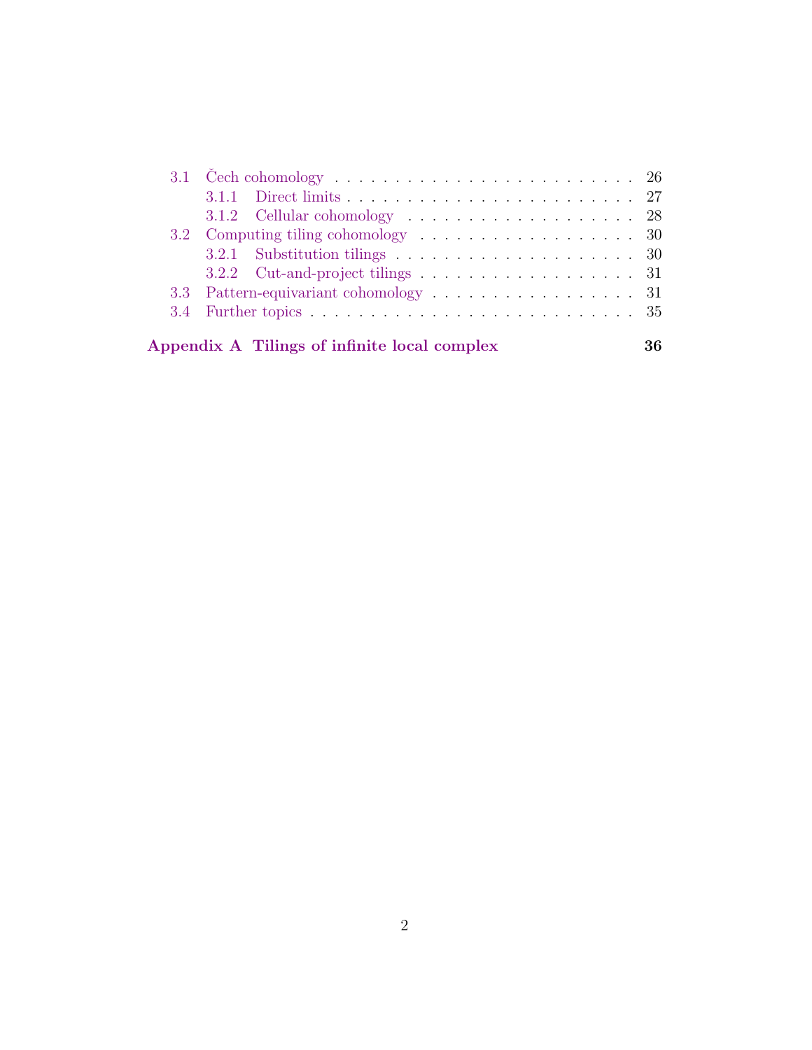- 3.1 Čech cohomology . . . . . . . . . . . . . . . . . . . . . . . . . 26
  - 3.1.1 Direct limits . . . . . . . . . . . . . . . . . . . . . . . 27
  - 3.1.2 Cellular cohomology . . . . . . . . . . . . . . . . . . . 28
- 3.2 Computing tiling cohomology . . . . . . . . . . . . . . . . . . 30
  - 3.2.1 Substitution tilings . . . . . . . . . . . . . . . . . . . 30
  - 3.2.2 Cut-and-project tilings . . . . . . . . . . . . . . . . . 31
- 3.3 Pattern-equivariant cohomology . . . . . . . . . . . . . . . . . 31
- 3.4 Further topics . . . . . . . . . . . . . . . . . . . . . . . . . . 35

**Appendix A Tilings of infinite local complex** **36**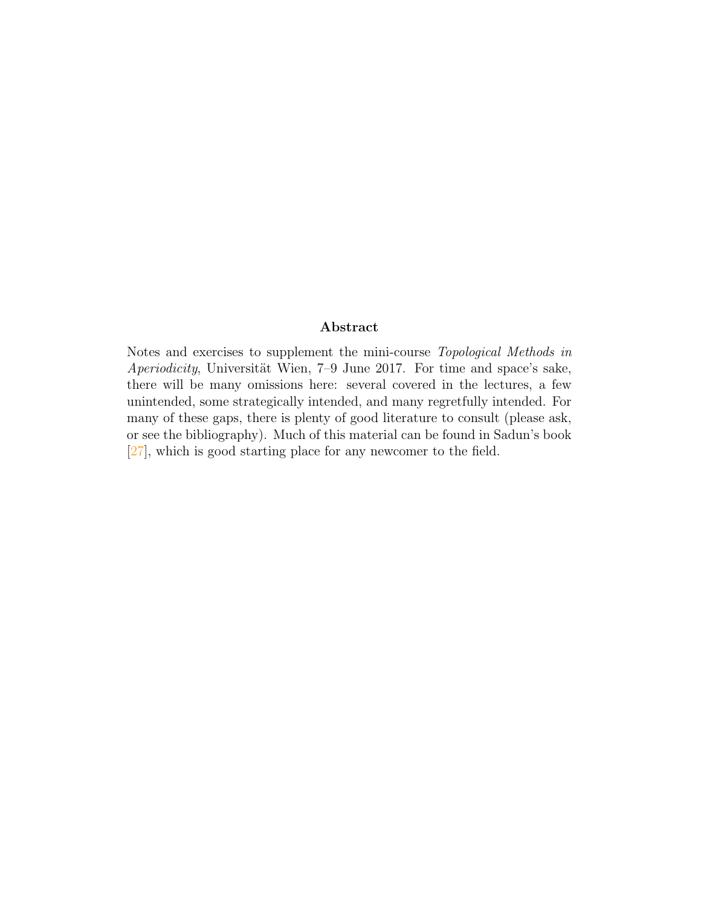## Abstract

Notes and exercises to supplement the mini-course *Topological Methods in Aperiodicity*, Universität Wien, 7–9 June 2017. For time and space's sake, there will be many omissions here: several covered in the lectures, a few unintended, some strategically intended, and many regretfully intended. For many of these gaps, there is plenty of good literature to consult (please ask, or see the bibliography). Much of this material can be found in Sadun's book [27], which is good starting place for any newcomer to the field.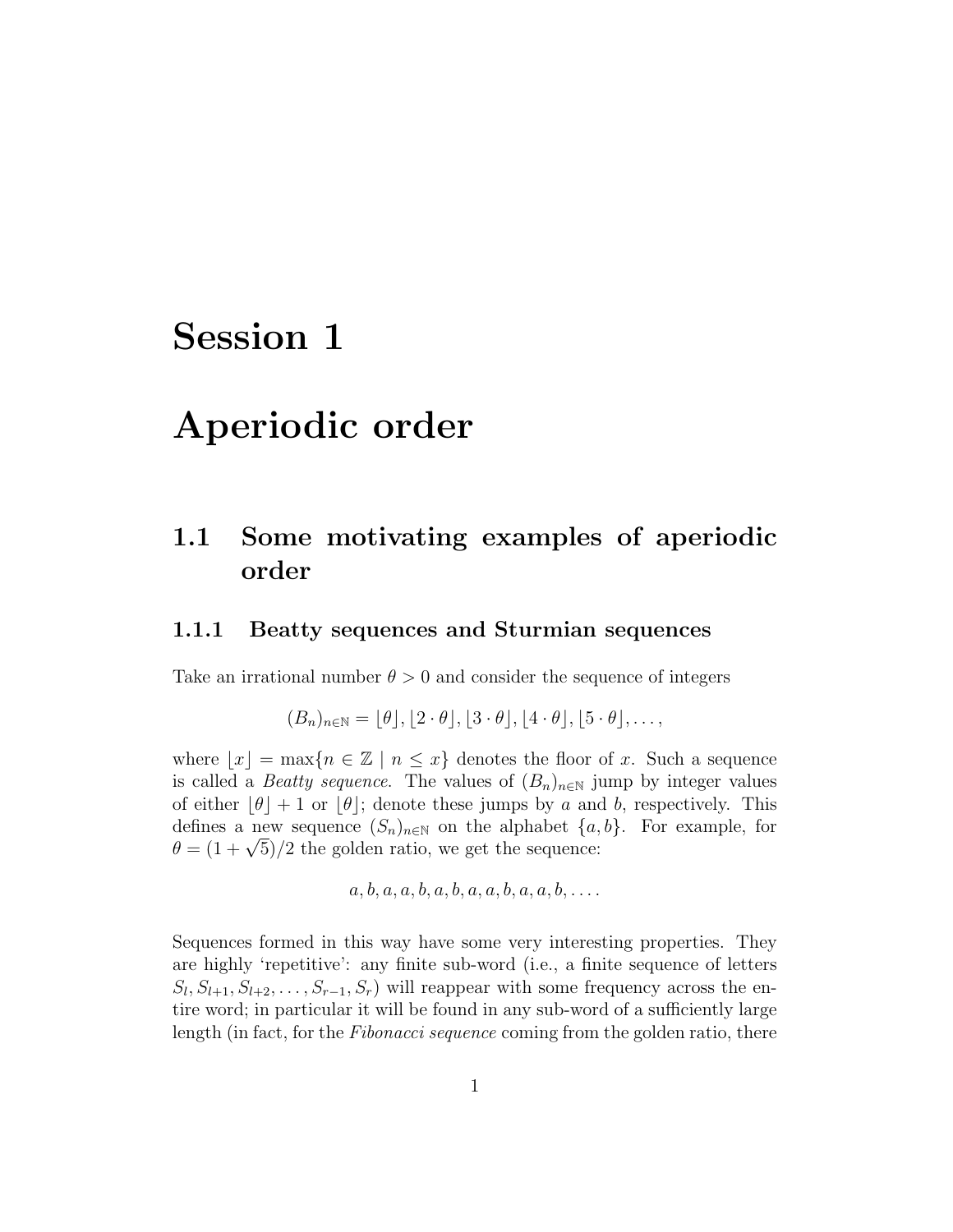# Session 1

# Aperiodic order

## 1.1 Some motivating examples of aperiodic order

### 1.1.1 Beatty sequences and Sturmian sequences

Take an irrational number $\theta > 0$ and consider the sequence of integers

$$(B_n)_{n\in\mathbb{N}} = \lfloor\theta\rfloor, \lfloor 2\cdot\theta\rfloor, \lfloor 3\cdot\theta\rfloor, \lfloor 4\cdot\theta\rfloor, \lfloor 5\cdot\theta\rfloor, \ldots,$$

where $\lfloor x\rfloor = \max\{n \in \mathbb{Z} \mid n \leq x\}$ denotes the floor of $x$. Such a sequence is called a *Beatty sequence*. The values of $(B_n)_{n\in\mathbb{N}}$ jump by integer values of either $\lfloor\theta\rfloor + 1$ or $\lfloor\theta\rfloor$; denote these jumps by $a$ and $b$, respectively. This defines a new sequence $(S_n)_{n\in\mathbb{N}}$ on the alphabet $\{a, b\}$. For example, for $\theta = (1 + \sqrt{5})/2$ the golden ratio, we get the sequence:

$$a, b, a, a, b, a, b, a, a, b, a, a, b, \ldots.$$

Sequences formed in this way have some very interesting properties. They are highly 'repetitive': any finite sub-word (i.e., a finite sequence of letters $S_l, S_{l+1}, S_{l+2}, \ldots, S_{r-1}, S_r$) will reappear with some frequency across the entire word; in particular it will be found in any sub-word of a sufficiently large length (in fact, for the *Fibonacci sequence* coming from the golden ratio, there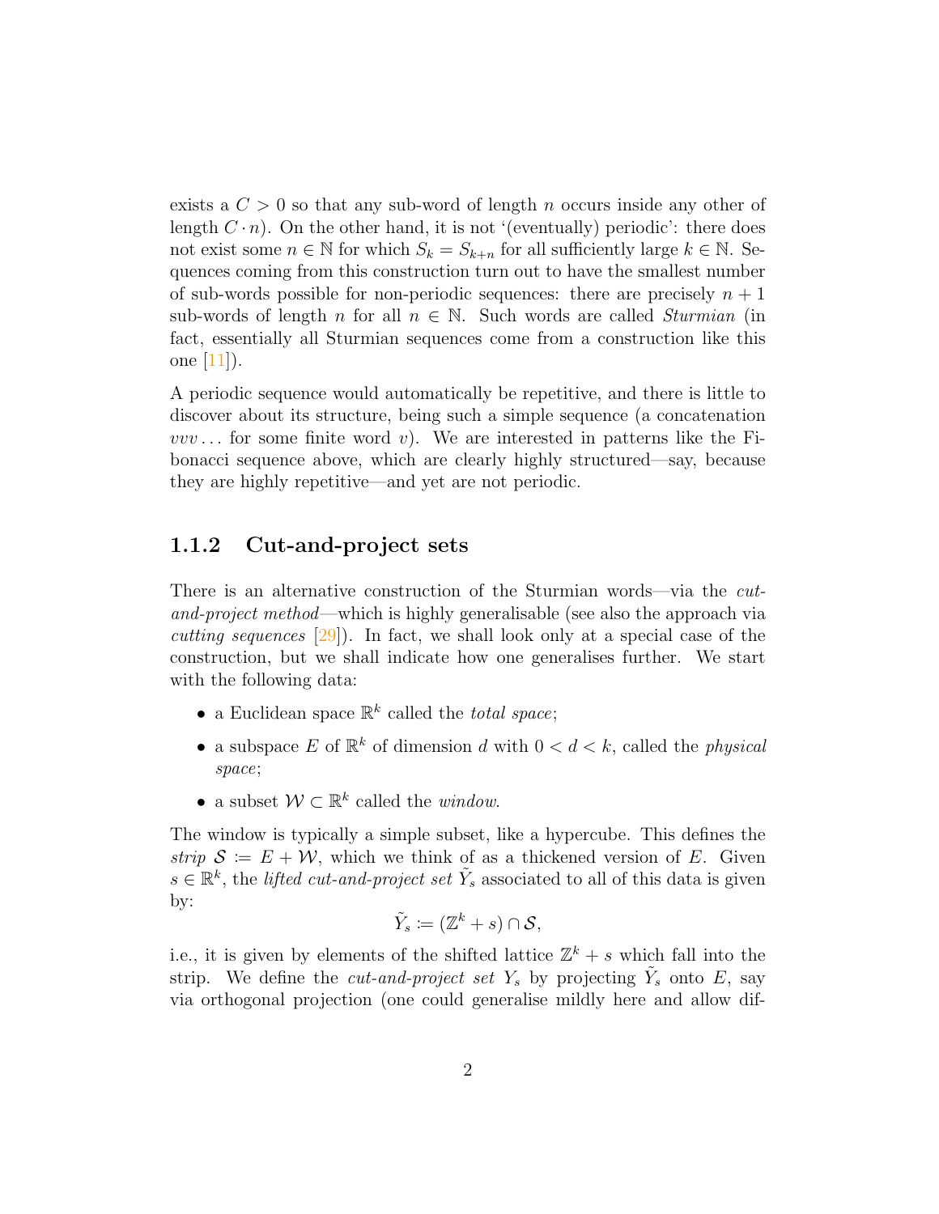exists a $C > 0$ so that any sub-word of length $n$ occurs inside any other of length $C \cdot n$). On the other hand, it is not '(eventually) periodic': there does not exist some $n \in \mathbb{N}$ for which $S_k = S_{k+n}$ for all sufficiently large $k \in \mathbb{N}$. Sequences coming from this construction turn out to have the smallest number of sub-words possible for non-periodic sequences: there are precisely $n + 1$ sub-words of length $n$ for all $n \in \mathbb{N}$. Such words are called *Sturmian* (in fact, essentially all Sturmian sequences come from a construction like this one [11]).

A periodic sequence would automatically be repetitive, and there is little to discover about its structure, being such a simple sequence (a concatenation $vvv\ldots$ for some finite word $v$). We are interested in patterns like the Fibonacci sequence above, which are clearly highly structured—say, because they are highly repetitive—and yet are not periodic.

### 1.1.2 Cut-and-project sets

There is an alternative construction of the Sturmian words—via the *cut-and-project method*—which is highly generalisable (see also the approach via *cutting sequences* [29]). In fact, we shall look only at a special case of the construction, but we shall indicate how one generalises further. We start with the following data:

- a Euclidean space $\mathbb{R}^k$ called the *total space*;
- a subspace $E$ of $\mathbb{R}^k$ of dimension $d$ with $0 < d < k$, called the *physical space*;
- a subset $\mathcal{W} \subset \mathbb{R}^k$ called the *window*.

The window is typically a simple subset, like a hypercube. This defines the *strip* $\mathcal{S} \coloneqq E + \mathcal{W}$, which we think of as a thickened version of $E$. Given $s \in \mathbb{R}^k$, the *lifted cut-and-project set* $\tilde{Y}_s$ associated to all of this data is given by:

$$\tilde{Y}_s \coloneqq (\mathbb{Z}^k + s) \cap \mathcal{S},$$

i.e., it is given by elements of the shifted lattice $\mathbb{Z}^k + s$ which fall into the strip. We define the *cut-and-project set* $Y_s$ by projecting $\tilde{Y}_s$ onto $E$, say via orthogonal projection (one could generalise mildly here and allow dif-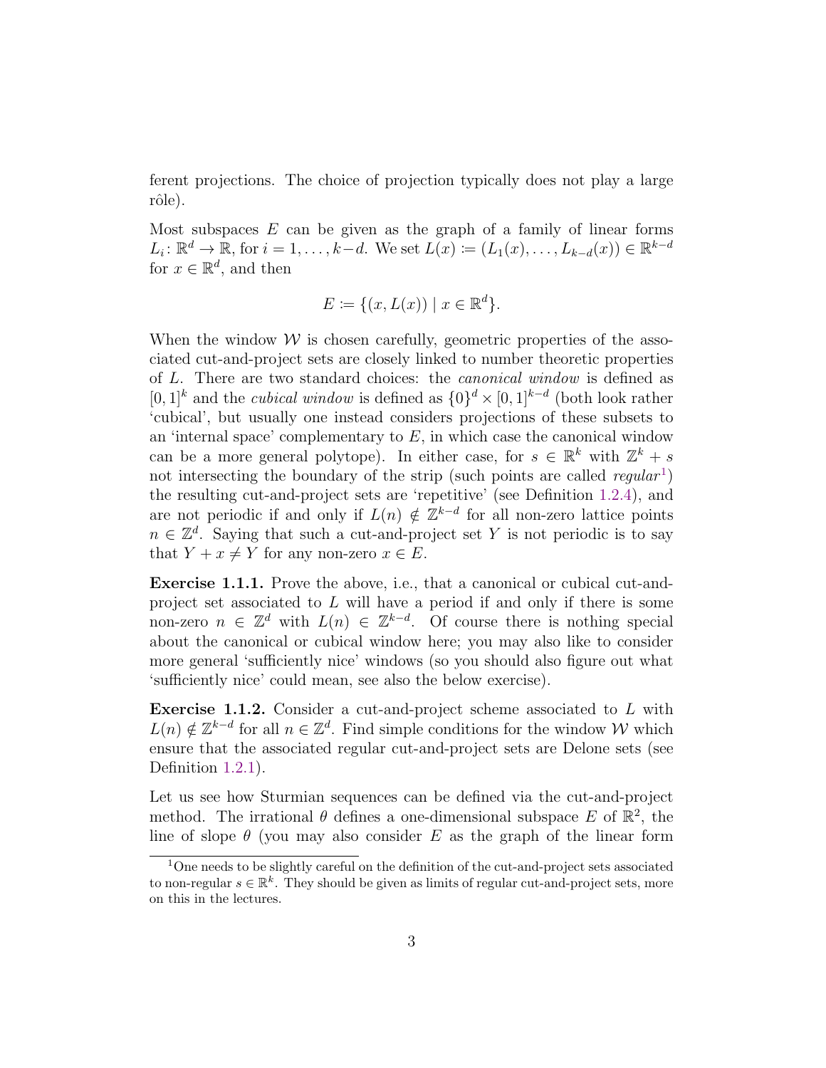ferent projections. The choice of projection typically does not play a large rôle).

Most subspaces $E$ can be given as the graph of a family of linear forms $L_i\colon \mathbb{R}^d \to \mathbb{R}$, for $i = 1, \ldots, k-d$. We set $L(x) \coloneqq (L_1(x), \ldots, L_{k-d}(x)) \in \mathbb{R}^{k-d}$ for $x \in \mathbb{R}^d$, and then

$$E \coloneqq \{(x, L(x)) \mid x \in \mathbb{R}^d\}.$$

When the window $\mathcal{W}$ is chosen carefully, geometric properties of the associated cut-and-project sets are closely linked to number theoretic properties of $L$. There are two standard choices: the *canonical window* is defined as $[0,1]^k$ and the *cubical window* is defined as $\{0\}^d \times [0,1]^{k-d}$ (both look rather 'cubical', but usually one instead considers projections of these subsets to an 'internal space' complementary to $E$, in which case the canonical window can be a more general polytope). In either case, for $s \in \mathbb{R}^k$ with $\mathbb{Z}^k + s$ not intersecting the boundary of the strip (such points are called *regular*[1]) the resulting cut-and-project sets are 'repetitive' (see Definition 1.2.4), and are not periodic if and only if $L(n) \notin \mathbb{Z}^{k-d}$ for all non-zero lattice points $n \in \mathbb{Z}^d$. Saying that such a cut-and-project set $Y$ is not periodic is to say that $Y + x \neq Y$ for any non-zero $x \in E$.

**Exercise 1.1.1.** Prove the above, i.e., that a canonical or cubical cut-and-project set associated to $L$ will have a period if and only if there is some non-zero $n \in \mathbb{Z}^d$ with $L(n) \in \mathbb{Z}^{k-d}$. Of course there is nothing special about the canonical or cubical window here; you may also like to consider more general 'sufficiently nice' windows (so you should also figure out what 'sufficiently nice' could mean, see also the below exercise).

**Exercise 1.1.2.** Consider a cut-and-project scheme associated to $L$ with $L(n) \notin \mathbb{Z}^{k-d}$ for all $n \in \mathbb{Z}^d$. Find simple conditions for the window $\mathcal{W}$ which ensure that the associated regular cut-and-project sets are Delone sets (see Definition 1.2.1).

Let us see how Sturmian sequences can be defined via the cut-and-project method. The irrational $\theta$ defines a one-dimensional subspace $E$ of $\mathbb{R}^2$, the line of slope $\theta$ (you may also consider $E$ as the graph of the linear form

[1] One needs to be slightly careful on the definition of the cut-and-project sets associated to non-regular $s \in \mathbb{R}^k$. They should be given as limits of regular cut-and-project sets, more on this in the lectures.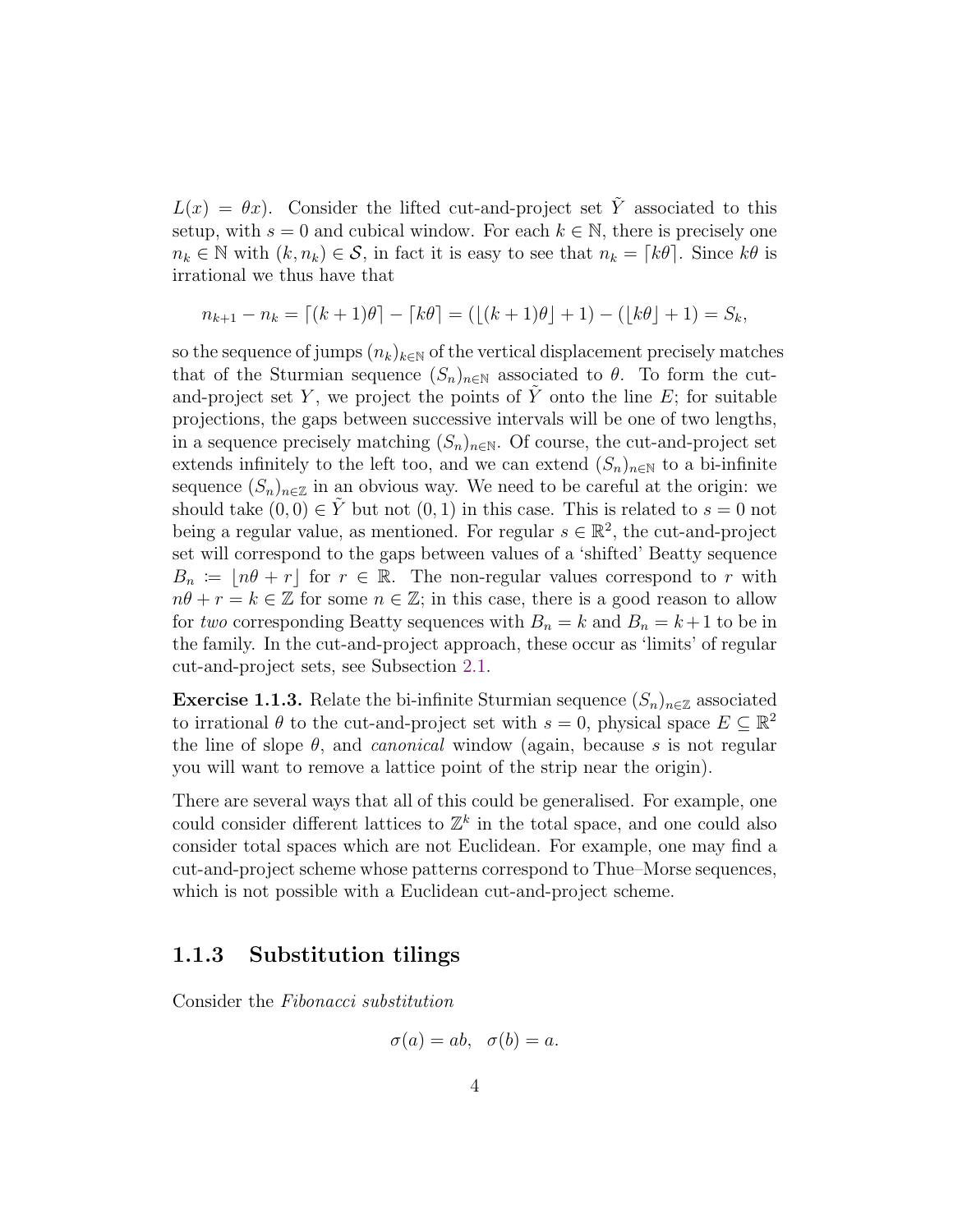$L(x) = \theta x$). Consider the lifted cut-and-project set $\tilde{Y}$ associated to this setup, with $s = 0$ and cubical window. For each $k \in \mathbb{N}$, there is precisely one $n_k \in \mathbb{N}$ with $(k, n_k) \in \mathcal{S}$, in fact it is easy to see that $n_k = \lceil k\theta \rceil$. Since $k\theta$ is irrational we thus have that

$$n_{k+1} - n_k = \lceil (k+1)\theta \rceil - \lceil k\theta \rceil = (\lfloor (k+1)\theta \rfloor + 1) - (\lfloor k\theta \rfloor + 1) = S_k,$$

so the sequence of jumps $(n_k)_{k\in\mathbb{N}}$ of the vertical displacement precisely matches that of the Sturmian sequence $(S_n)_{n\in\mathbb{N}}$ associated to $\theta$. To form the cut-and-project set $Y$, we project the points of $\tilde{Y}$ onto the line $E$; for suitable projections, the gaps between successive intervals will be one of two lengths, in a sequence precisely matching $(S_n)_{n\in\mathbb{N}}$. Of course, the cut-and-project set extends infinitely to the left too, and we can extend $(S_n)_{n\in\mathbb{N}}$ to a bi-infinite sequence $(S_n)_{n\in\mathbb{Z}}$ in an obvious way. We need to be careful at the origin: we should take $(0,0) \in \tilde{Y}$ but not $(0,1)$ in this case. This is related to $s = 0$ not being a regular value, as mentioned. For regular $s \in \mathbb{R}^2$, the cut-and-project set will correspond to the gaps between values of a 'shifted' Beatty sequence $B_n := \lfloor n\theta + r \rfloor$ for $r \in \mathbb{R}$. The non-regular values correspond to $r$ with $n\theta + r = k \in \mathbb{Z}$ for some $n \in \mathbb{Z}$; in this case, there is a good reason to allow for *two* corresponding Beatty sequences with $B_n = k$ and $B_n = k+1$ to be in the family. In the cut-and-project approach, these occur as 'limits' of regular cut-and-project sets, see Subsection 2.1.

**Exercise 1.1.3.** Relate the bi-infinite Sturmian sequence $(S_n)_{n\in\mathbb{Z}}$ associated to irrational $\theta$ to the cut-and-project set with $s = 0$, physical space $E \subseteq \mathbb{R}^2$ the line of slope $\theta$, and *canonical* window (again, because $s$ is not regular you will want to remove a lattice point of the strip near the origin).

There are several ways that all of this could be generalised. For example, one could consider different lattices to $\mathbb{Z}^k$ in the total space, and one could also consider total spaces which are not Euclidean. For example, one may find a cut-and-project scheme whose patterns correspond to Thue–Morse sequences, which is not possible with a Euclidean cut-and-project scheme.

### 1.1.3 Substitution tilings

Consider the *Fibonacci substitution*

$$\sigma(a) = ab, \quad \sigma(b) = a.$$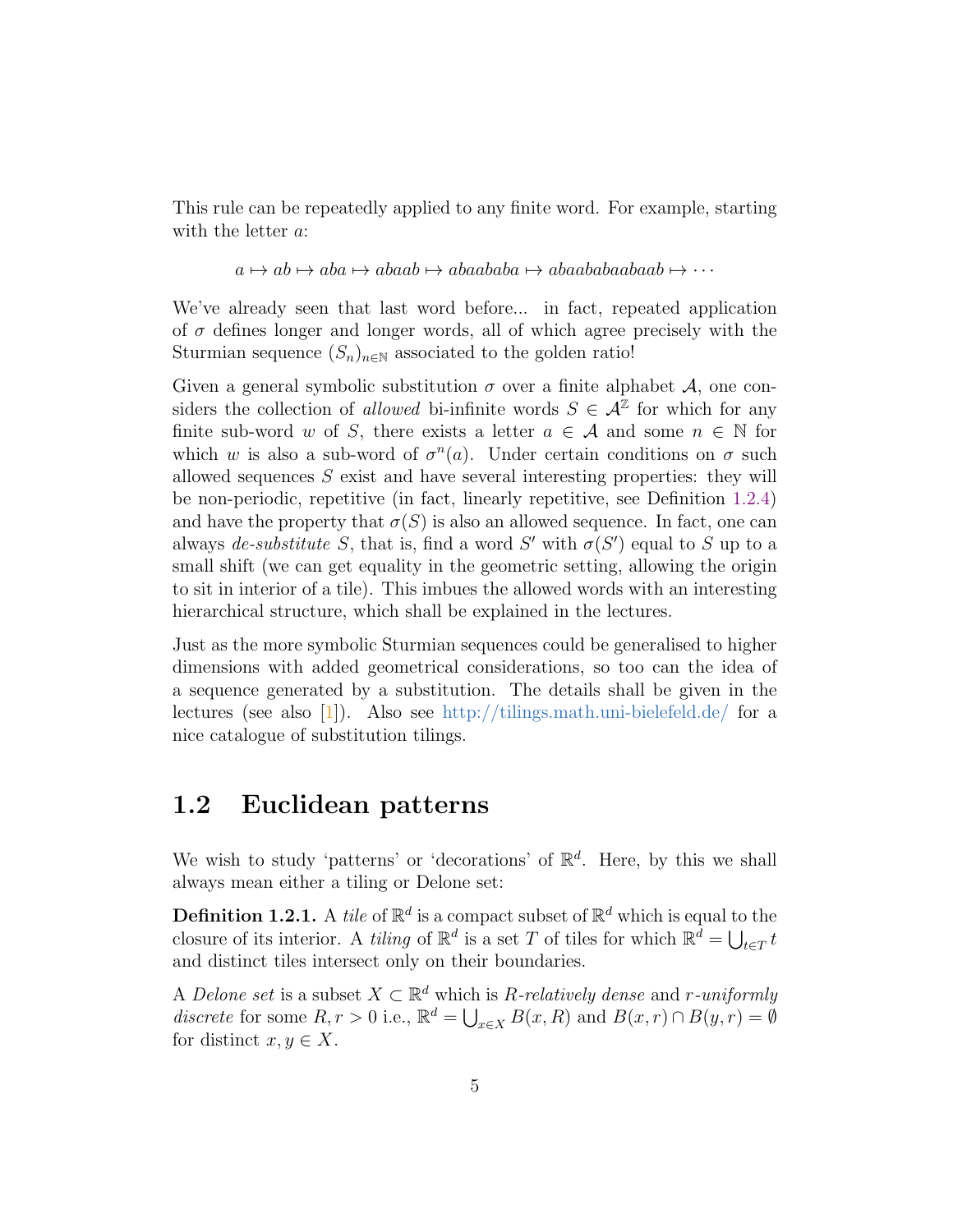This rule can be repeatedly applied to any finite word. For example, starting with the letter $a$:

$$a \mapsto ab \mapsto aba \mapsto abaab \mapsto abaababa \mapsto abaababaabaab \mapsto \cdots$$

We've already seen that last word before... in fact, repeated application of $\sigma$ defines longer and longer words, all of which agree precisely with the Sturmian sequence $(S_n)_{n\in\mathbb{N}}$ associated to the golden ratio!

Given a general symbolic substitution $\sigma$ over a finite alphabet $\mathcal{A}$, one considers the collection of *allowed* bi-infinite words $S \in \mathcal{A}^{\mathbb{Z}}$ for which for any finite sub-word $w$ of $S$, there exists a letter $a \in \mathcal{A}$ and some $n \in \mathbb{N}$ for which $w$ is also a sub-word of $\sigma^n(a)$. Under certain conditions on $\sigma$ such allowed sequences $S$ exist and have several interesting properties: they will be non-periodic, repetitive (in fact, linearly repetitive, see Definition 1.2.4) and have the property that $\sigma(S)$ is also an allowed sequence. In fact, one can always *de-substitute* $S$, that is, find a word $S'$ with $\sigma(S')$ equal to $S$ up to a small shift (we can get equality in the geometric setting, allowing the origin to sit in interior of a tile). This imbues the allowed words with an interesting hierarchical structure, which shall be explained in the lectures.

Just as the more symbolic Sturmian sequences could be generalised to higher dimensions with added geometrical considerations, so too can the idea of a sequence generated by a substitution. The details shall be given in the lectures (see also [1]). Also see http://tilings.math.uni-bielefeld.de/ for a nice catalogue of substitution tilings.

## 1.2 Euclidean patterns

We wish to study 'patterns' or 'decorations' of $\mathbb{R}^d$. Here, by this we shall always mean either a tiling or Delone set:

**Definition 1.2.1.** A *tile* of $\mathbb{R}^d$ is a compact subset of $\mathbb{R}^d$ which is equal to the closure of its interior. A *tiling* of $\mathbb{R}^d$ is a set $T$ of tiles for which $\mathbb{R}^d = \bigcup_{t\in T} t$ and distinct tiles intersect only on their boundaries.

A *Delone set* is a subset $X \subset \mathbb{R}^d$ which is *$R$-relatively dense* and *$r$-uniformly discrete* for some $R, r > 0$ i.e., $\mathbb{R}^d = \bigcup_{x\in X} B(x,R)$ and $B(x,r) \cap B(y,r) = \emptyset$ for distinct $x, y \in X$.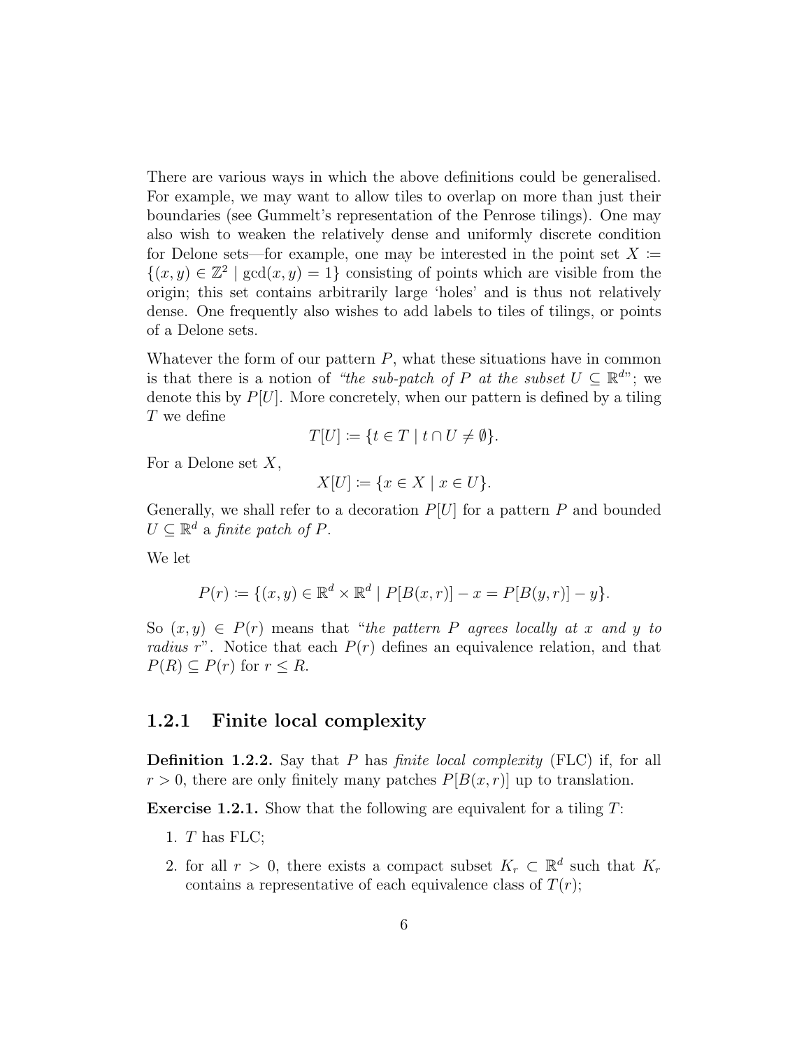There are various ways in which the above definitions could be generalised. For example, we may want to allow tiles to overlap on more than just their boundaries (see Gummelt's representation of the Penrose tilings). One may also wish to weaken the relatively dense and uniformly discrete condition for Delone sets—for example, one may be interested in the point set $X \coloneqq \{(x,y) \in \mathbb{Z}^2 \mid \gcd(x,y) = 1\}$ consisting of points which are visible from the origin; this set contains arbitrarily large 'holes' and is thus not relatively dense. One frequently also wishes to add labels to tiles of tilings, or points of a Delone sets.

Whatever the form of our pattern $P$, what these situations have in common is that there is a notion of *"the sub-patch of $P$ at the subset $U \subseteq \mathbb{R}^d$"*; we denote this by $P[U]$. More concretely, when our pattern is defined by a tiling $T$ we define

$$T[U] \coloneqq \{t \in T \mid t \cap U \neq \emptyset\}.$$

For a Delone set $X$,

$$X[U] \coloneqq \{x \in X \mid x \in U\}.$$

Generally, we shall refer to a decoration $P[U]$ for a pattern $P$ and bounded $U \subseteq \mathbb{R}^d$ a *finite patch of $P$*.

We let

$$P(r) \coloneqq \{(x,y) \in \mathbb{R}^d \times \mathbb{R}^d \mid P[B(x,r)] - x = P[B(y,r)] - y\}.$$

So $(x,y) \in P(r)$ means that *"the pattern $P$ agrees locally at $x$ and $y$ to radius $r$"*. Notice that each $P(r)$ defines an equivalence relation, and that $P(R) \subseteq P(r)$ for $r \leq R$.

### 1.2.1 Finite local complexity

**Definition 1.2.2.** Say that $P$ has *finite local complexity* (FLC) if, for all $r > 0$, there are only finitely many patches $P[B(x,r)]$ up to translation.

**Exercise 1.2.1.** Show that the following are equivalent for a tiling $T$:

1. $T$ has FLC;
2. for all $r > 0$, there exists a compact subset $K_r \subset \mathbb{R}^d$ such that $K_r$ contains a representative of each equivalence class of $T(r)$;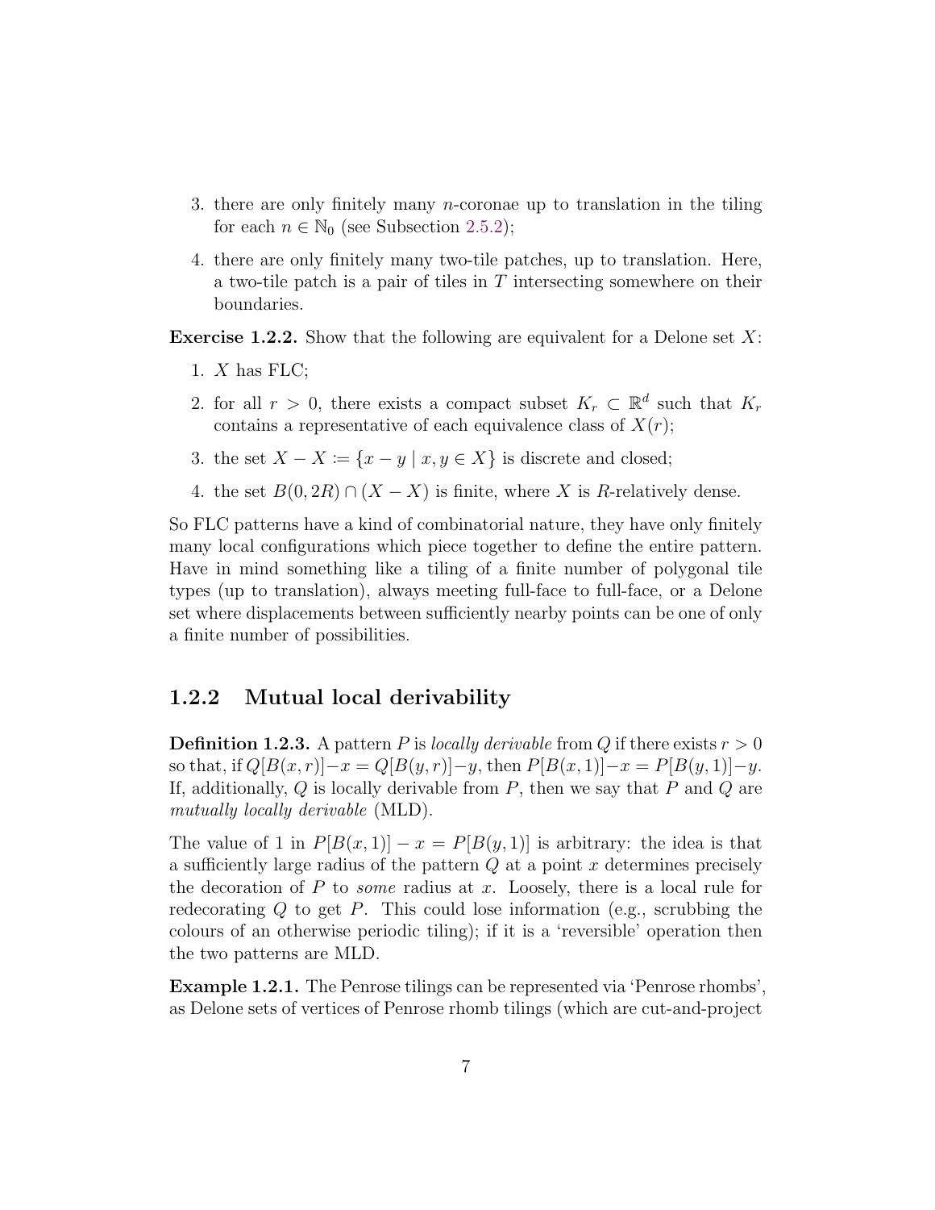3. there are only finitely many $n$-coronae up to translation in the tiling for each $n \in \mathbb{N}_0$ (see Subsection 2.5.2);
4. there are only finitely many two-tile patches, up to translation. Here, a two-tile patch is a pair of tiles in $T$ intersecting somewhere on their boundaries.

**Exercise 1.2.2.** Show that the following are equivalent for a Delone set $X$:

1. $X$ has FLC;
2. for all $r > 0$, there exists a compact subset $K_r \subset \mathbb{R}^d$ such that $K_r$ contains a representative of each equivalence class of $X(r)$;
3. the set $X - X \coloneqq \{x - y \mid x, y \in X\}$ is discrete and closed;
4. the set $B(0, 2R) \cap (X - X)$ is finite, where $X$ is $R$-relatively dense.

So FLC patterns have a kind of combinatorial nature, they have only finitely many local configurations which piece together to define the entire pattern. Have in mind something like a tiling of a finite number of polygonal tile types (up to translation), always meeting full-face to full-face, or a Delone set where displacements between sufficiently nearby points can be one of only a finite number of possibilities.

### 1.2.2 Mutual local derivability

**Definition 1.2.3.** A pattern $P$ is *locally derivable* from $Q$ if there exists $r > 0$ so that, if $Q[B(x, r)] - x = Q[B(y, r)] - y$, then $P[B(x, 1)] - x = P[B(y, 1)] - y$. If, additionally, $Q$ is locally derivable from $P$, then we say that $P$ and $Q$ are *mutually locally derivable* (MLD).

The value of 1 in $P[B(x, 1)] - x = P[B(y, 1)]$ is arbitrary: the idea is that a sufficiently large radius of the pattern $Q$ at a point $x$ determines precisely the decoration of $P$ to *some* radius at $x$. Loosely, there is a local rule for redecorating $Q$ to get $P$. This could lose information (e.g., scrubbing the colours of an otherwise periodic tiling); if it is a 'reversible' operation then the two patterns are MLD.

**Example 1.2.1.** The Penrose tilings can be represented via 'Penrose rhombs', as Delone sets of vertices of Penrose rhomb tilings (which are cut-and-project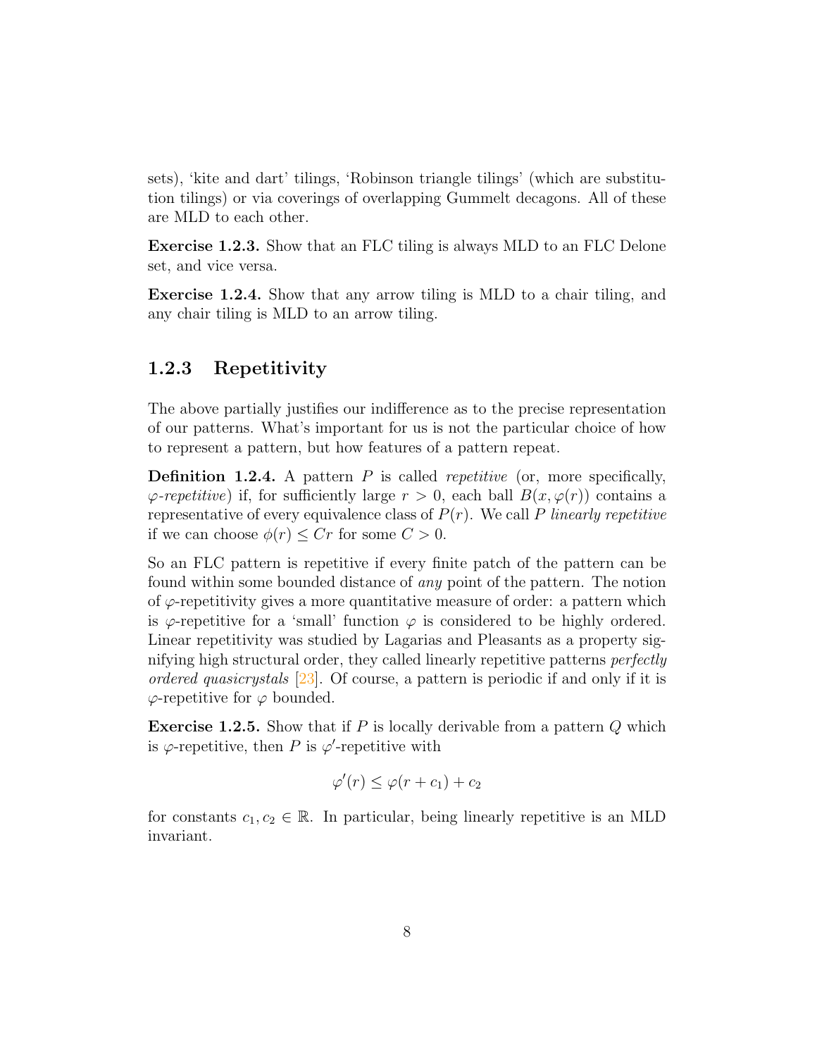sets), 'kite and dart' tilings, 'Robinson triangle tilings' (which are substitution tilings) or via coverings of overlapping Gummelt decagons. All of these are MLD to each other.

**Exercise 1.2.3.** Show that an FLC tiling is always MLD to an FLC Delone set, and vice versa.

**Exercise 1.2.4.** Show that any arrow tiling is MLD to a chair tiling, and any chair tiling is MLD to an arrow tiling.

### 1.2.3 Repetitivity

The above partially justifies our indifference as to the precise representation of our patterns. What's important for us is not the particular choice of how to represent a pattern, but how features of a pattern repeat.

**Definition 1.2.4.** A pattern $P$ is called *repetitive* (or, more specifically, $\varphi$*-repetitive*) if, for sufficiently large $r > 0$, each ball $B(x, \varphi(r))$ contains a representative of every equivalence class of $P(r)$. We call $P$ *linearly repetitive* if we can choose $\phi(r) \leq Cr$ for some $C > 0$.

So an FLC pattern is repetitive if every finite patch of the pattern can be found within some bounded distance of *any* point of the pattern. The notion of $\varphi$-repetitivity gives a more quantitative measure of order: a pattern which is $\varphi$-repetitive for a 'small' function $\varphi$ is considered to be highly ordered. Linear repetitivity was studied by Lagarias and Pleasants as a property signifying high structural order, they called linearly repetitive patterns *perfectly ordered quasicrystals* [23]. Of course, a pattern is periodic if and only if it is $\varphi$-repetitive for $\varphi$ bounded.

**Exercise 1.2.5.** Show that if $P$ is locally derivable from a pattern $Q$ which is $\varphi$-repetitive, then $P$ is $\varphi'$-repetitive with

$$\varphi'(r) \leq \varphi(r + c_1) + c_2$$

for constants $c_1, c_2 \in \mathbb{R}$. In particular, being linearly repetitive is an MLD invariant.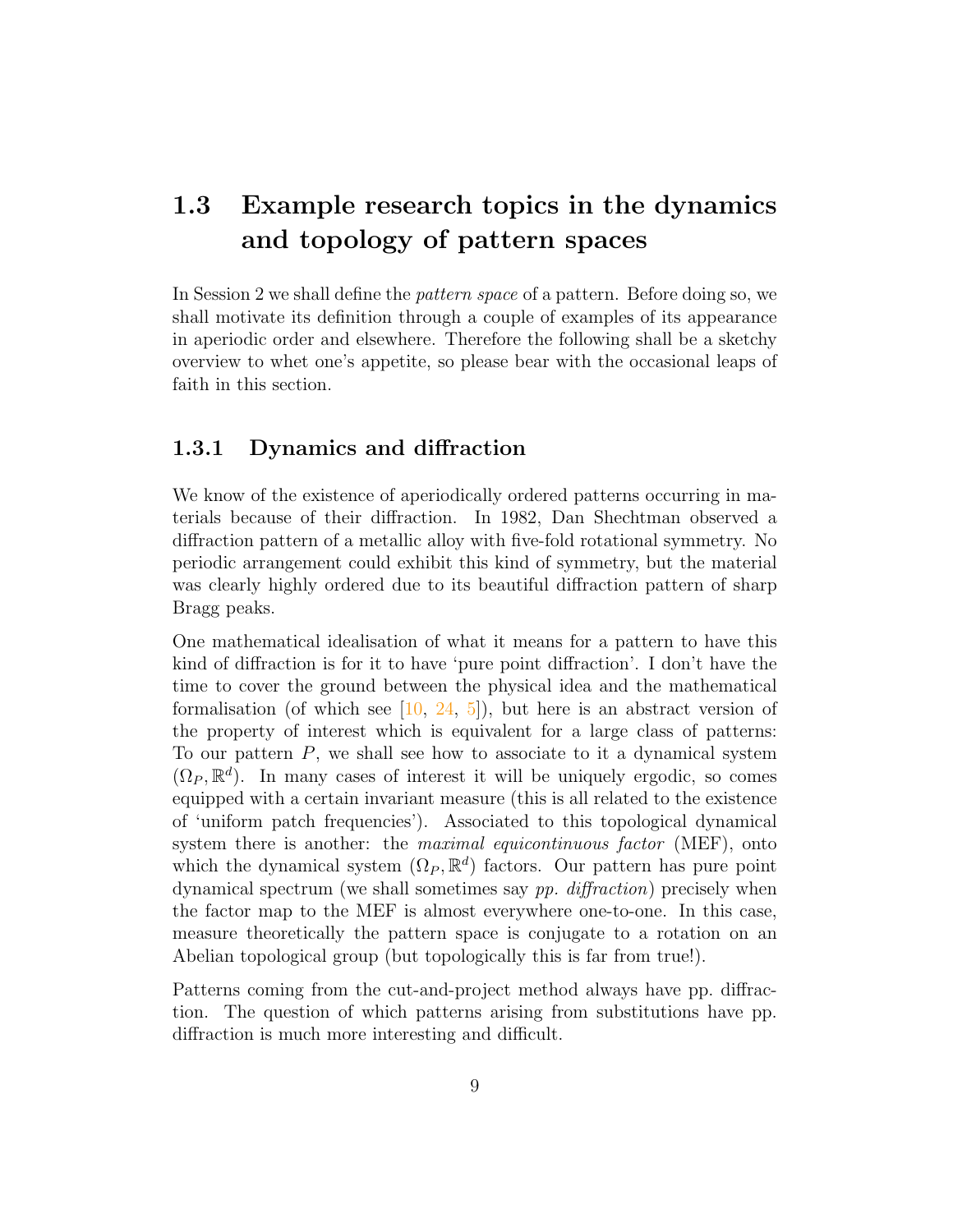## 1.3 Example research topics in the dynamics and topology of pattern spaces

In Session 2 we shall define the *pattern space* of a pattern. Before doing so, we shall motivate its definition through a couple of examples of its appearance in aperiodic order and elsewhere. Therefore the following shall be a sketchy overview to whet one's appetite, so please bear with the occasional leaps of faith in this section.

### 1.3.1 Dynamics and diffraction

We know of the existence of aperiodically ordered patterns occurring in materials because of their diffraction. In 1982, Dan Shechtman observed a diffraction pattern of a metallic alloy with five-fold rotational symmetry. No periodic arrangement could exhibit this kind of symmetry, but the material was clearly highly ordered due to its beautiful diffraction pattern of sharp Bragg peaks.

One mathematical idealisation of what it means for a pattern to have this kind of diffraction is for it to have 'pure point diffraction'. I don't have the time to cover the ground between the physical idea and the mathematical formalisation (of which see [10, 24, 5]), but here is an abstract version of the property of interest which is equivalent for a large class of patterns: To our pattern $P$, we shall see how to associate to it a dynamical system $(\Omega_P, \mathbb{R}^d)$. In many cases of interest it will be uniquely ergodic, so comes equipped with a certain invariant measure (this is all related to the existence of 'uniform patch frequencies'). Associated to this topological dynamical system there is another: the *maximal equicontinuous factor* (MEF), onto which the dynamical system $(\Omega_P, \mathbb{R}^d)$ factors. Our pattern has pure point dynamical spectrum (we shall sometimes say *pp. diffraction*) precisely when the factor map to the MEF is almost everywhere one-to-one. In this case, measure theoretically the pattern space is conjugate to a rotation on an Abelian topological group (but topologically this is far from true!).

Patterns coming from the cut-and-project method always have pp. diffraction. The question of which patterns arising from substitutions have pp. diffraction is much more interesting and difficult.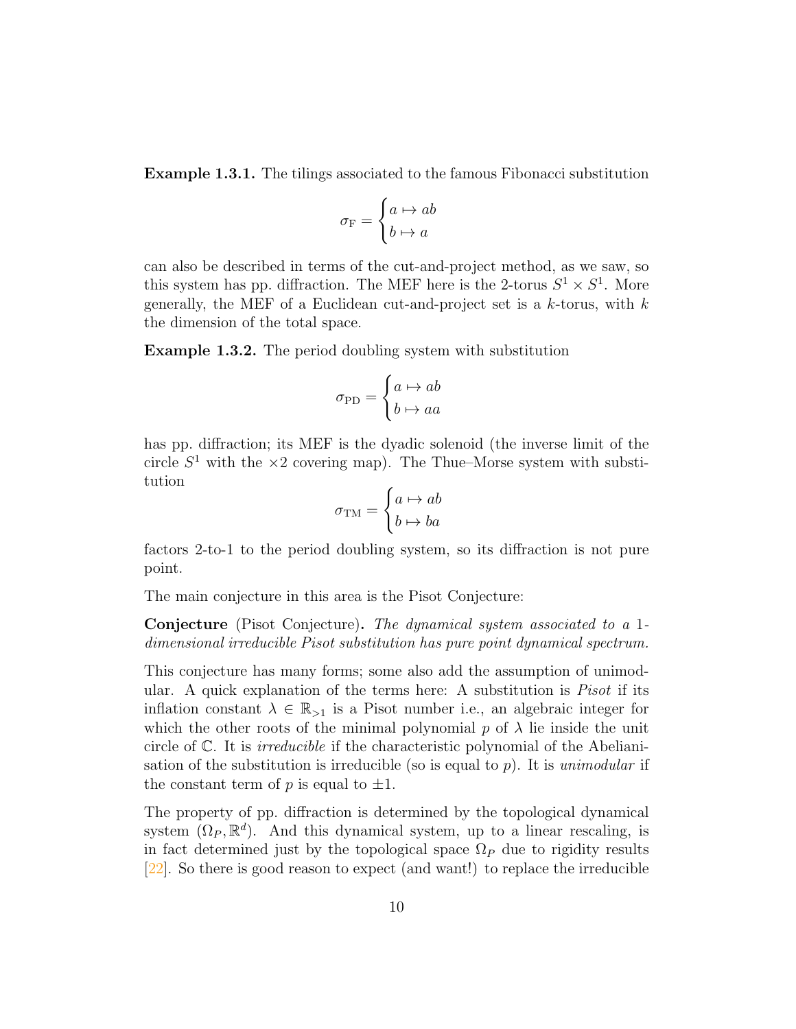**Example 1.3.1.** The tilings associated to the famous Fibonacci substitution

$$\sigma_{\mathrm{F}} = \begin{cases} a \mapsto ab \\ b \mapsto a \end{cases}$$

can also be described in terms of the cut-and-project method, as we saw, so this system has pp. diffraction. The MEF here is the 2-torus $S^1 \times S^1$. More generally, the MEF of a Euclidean cut-and-project set is a $k$-torus, with $k$ the dimension of the total space.

**Example 1.3.2.** The period doubling system with substitution

$$\sigma_{\mathrm{PD}} = \begin{cases} a \mapsto ab \\ b \mapsto aa \end{cases}$$

has pp. diffraction; its MEF is the dyadic solenoid (the inverse limit of the circle $S^1$ with the $\times 2$ covering map). The Thue–Morse system with substitution

$$\sigma_{\mathrm{TM}} = \begin{cases} a \mapsto ab \\ b \mapsto ba \end{cases}$$

factors 2-to-1 to the period doubling system, so its diffraction is not pure point.

The main conjecture in this area is the Pisot Conjecture:

**Conjecture** (Pisot Conjecture)**.** *The dynamical system associated to a* 1*-dimensional irreducible Pisot substitution has pure point dynamical spectrum.*

This conjecture has many forms; some also add the assumption of unimodular. A quick explanation of the terms here: A substitution is *Pisot* if its inflation constant $\lambda \in \mathbb{R}_{>1}$ is a Pisot number i.e., an algebraic integer for which the other roots of the minimal polynomial $p$ of $\lambda$ lie inside the unit circle of $\mathbb{C}$. It is *irreducible* if the characteristic polynomial of the Abelianisation of the substitution is irreducible (so is equal to $p$). It is *unimodular* if the constant term of $p$ is equal to $\pm 1$.

The property of pp. diffraction is determined by the topological dynamical system $(\Omega_P, \mathbb{R}^d)$. And this dynamical system, up to a linear rescaling, is in fact determined just by the topological space $\Omega_P$ due to rigidity results [22]. So there is good reason to expect (and want!) to replace the irreducible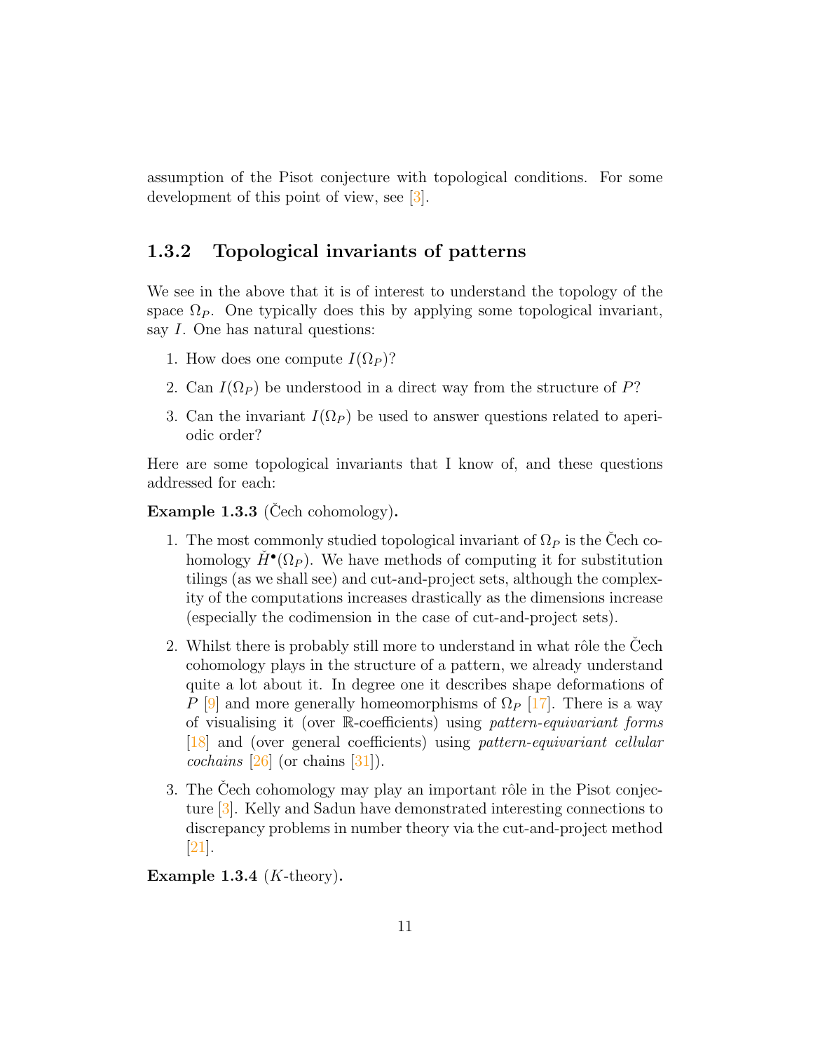assumption of the Pisot conjecture with topological conditions. For some development of this point of view, see [3].

### 1.3.2 Topological invariants of patterns

We see in the above that it is of interest to understand the topology of the space $\Omega_P$. One typically does this by applying some topological invariant, say $I$. One has natural questions:

1. How does one compute $I(\Omega_P)$?
2. Can $I(\Omega_P)$ be understood in a direct way from the structure of $P$?
3. Can the invariant $I(\Omega_P)$ be used to answer questions related to aperiodic order?

Here are some topological invariants that I know of, and these questions addressed for each:

**Example 1.3.3** (Čech cohomology)**.**

1. The most commonly studied topological invariant of $\Omega_P$ is the Čech cohomology $\check{H}^\bullet(\Omega_P)$. We have methods of computing it for substitution tilings (as we shall see) and cut-and-project sets, although the complexity of the computations increases drastically as the dimensions increase (especially the codimension in the case of cut-and-project sets).
2. Whilst there is probably still more to understand in what rôle the Čech cohomology plays in the structure of a pattern, we already understand quite a lot about it. In degree one it describes shape deformations of $P$ [9] and more generally homeomorphisms of $\Omega_P$ [17]. There is a way of visualising it (over $\mathbb{R}$-coefficients) using *pattern-equivariant forms* [18] and (over general coefficients) using *pattern-equivariant cellular cochains* [26] (or chains [31]).
3. The Čech cohomology may play an important rôle in the Pisot conjecture [3]. Kelly and Sadun have demonstrated interesting connections to discrepancy problems in number theory via the cut-and-project method [21].

**Example 1.3.4** ($K$-theory)**.**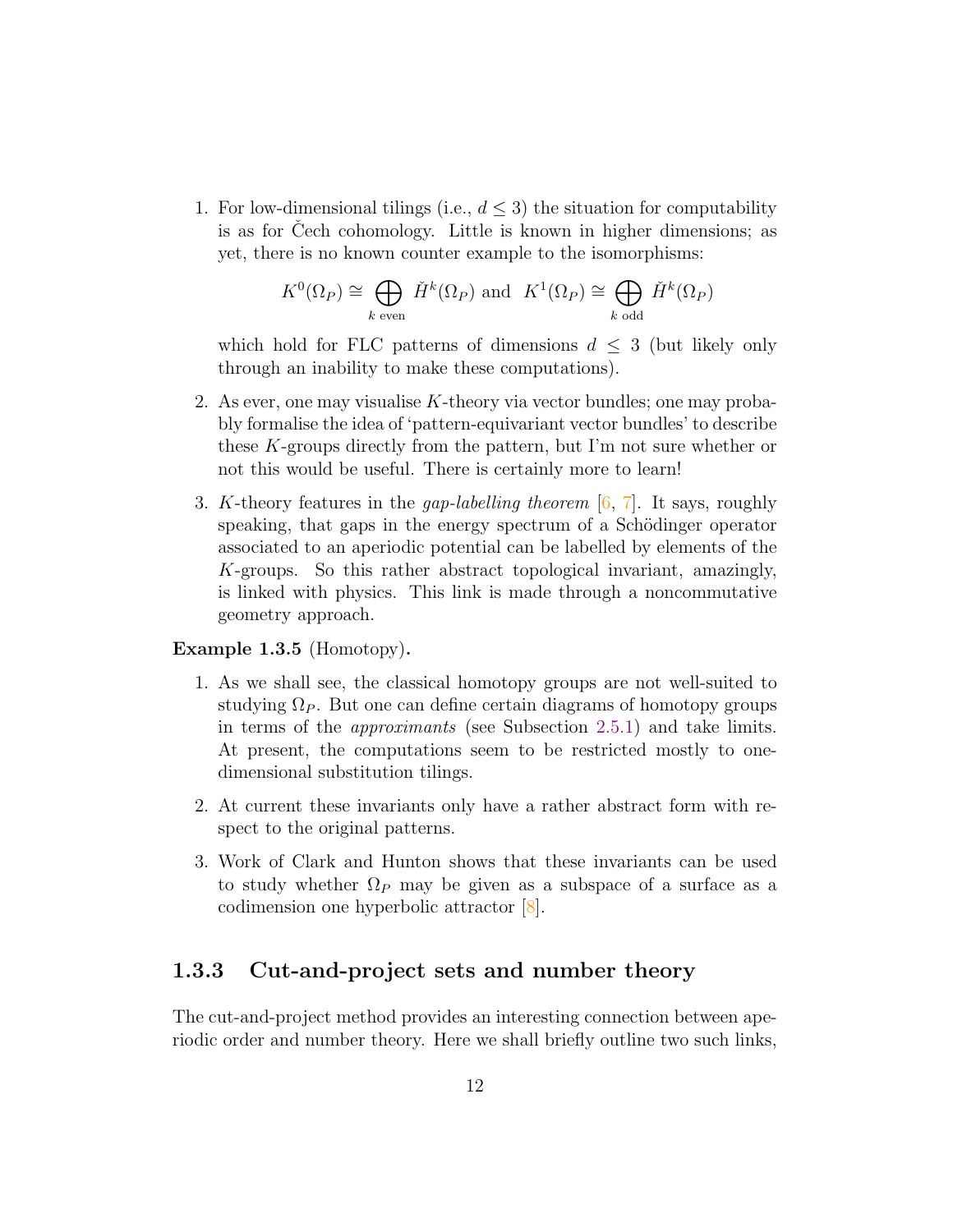1. For low-dimensional tilings (i.e., $d \leq 3$) the situation for computability is as for Čech cohomology. Little is known in higher dimensions; as yet, there is no known counter example to the isomorphisms:

$$K^0(\Omega_P) \cong \bigoplus_{k \text{ even}} \check{H}^k(\Omega_P) \text{ and } K^1(\Omega_P) \cong \bigoplus_{k \text{ odd}} \check{H}^k(\Omega_P)$$

which hold for FLC patterns of dimensions $d \leq 3$ (but likely only through an inability to make these computations).

2. As ever, one may visualise $K$-theory via vector bundles; one may probably formalise the idea of 'pattern-equivariant vector bundles' to describe these $K$-groups directly from the pattern, but I'm not sure whether or not this would be useful. There is certainly more to learn!

3. $K$-theory features in the *gap-labelling theorem* [6, 7]. It says, roughly speaking, that gaps in the energy spectrum of a Schödinger operator associated to an aperiodic potential can be labelled by elements of the $K$-groups. So this rather abstract topological invariant, amazingly, is linked with physics. This link is made through a noncommutative geometry approach.

**Example 1.3.5** (Homotopy)**.**

1. As we shall see, the classical homotopy groups are not well-suited to studying $\Omega_P$. But one can define certain diagrams of homotopy groups in terms of the *approximants* (see Subsection 2.5.1) and take limits. At present, the computations seem to be restricted mostly to one-dimensional substitution tilings.

2. At current these invariants only have a rather abstract form with respect to the original patterns.

3. Work of Clark and Hunton shows that these invariants can be used to study whether $\Omega_P$ may be given as a subspace of a surface as a codimension one hyperbolic attractor [8].

### 1.3.3 Cut-and-project sets and number theory

The cut-and-project method provides an interesting connection between aperiodic order and number theory. Here we shall briefly outline two such links,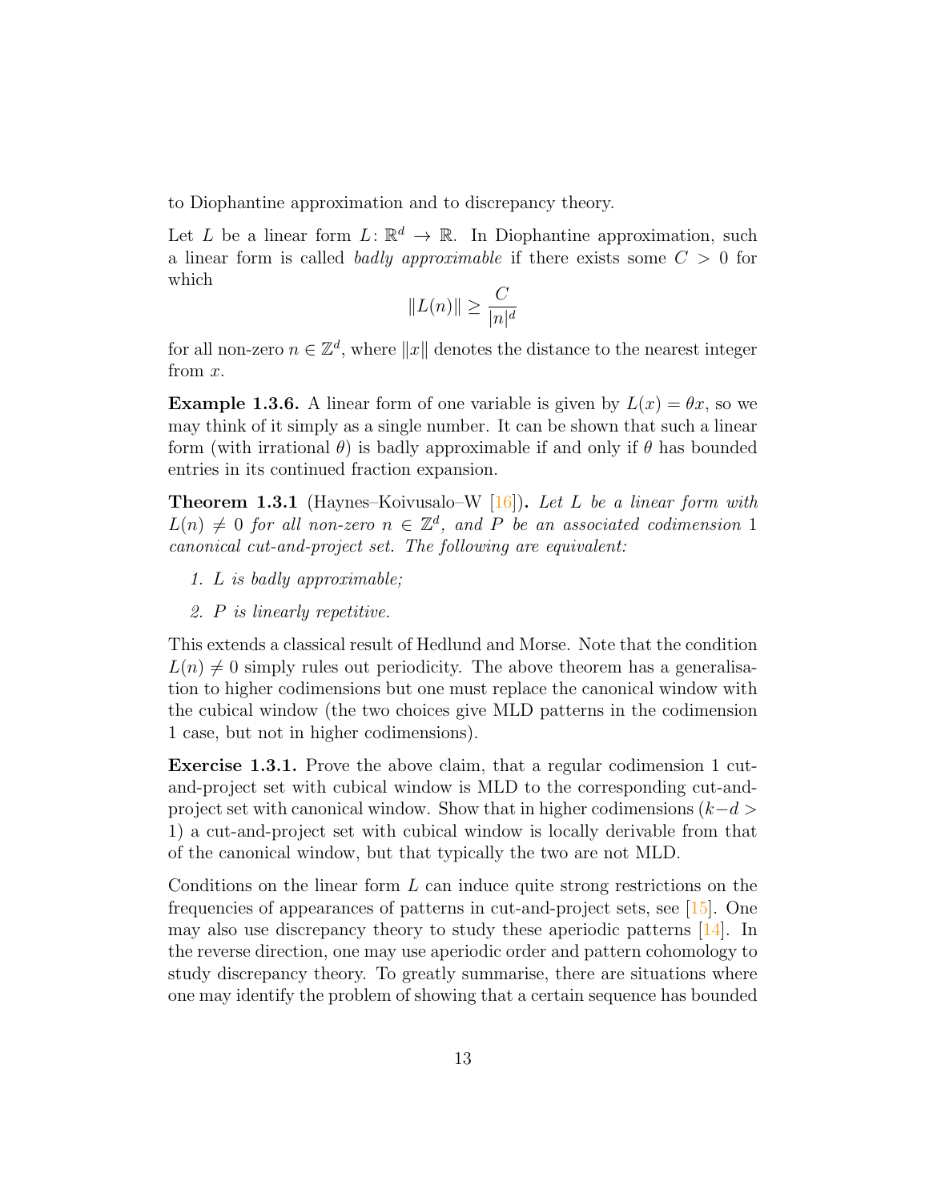to Diophantine approximation and to discrepancy theory.

Let $L$ be a linear form $L\colon \mathbb{R}^d \to \mathbb{R}$. In Diophantine approximation, such a linear form is called *badly approximable* if there exists some $C > 0$ for which

$$\|L(n)\| \geq \frac{C}{|n|^d}$$

for all non-zero $n \in \mathbb{Z}^d$, where $\|x\|$ denotes the distance to the nearest integer from $x$.

**Example 1.3.6.** A linear form of one variable is given by $L(x) = \theta x$, so we may think of it simply as a single number. It can be shown that such a linear form (with irrational $\theta$) is badly approximable if and only if $\theta$ has bounded entries in its continued fraction expansion.

**Theorem 1.3.1** (Haynes–Koivusalo–W [16])**.** *Let $L$ be a linear form with $L(n) \neq 0$ for all non-zero $n \in \mathbb{Z}^d$, and $P$ be an associated codimension 1 canonical cut-and-project set. The following are equivalent:*

1. *$L$ is badly approximable;*
2. *$P$ is linearly repetitive.*

This extends a classical result of Hedlund and Morse. Note that the condition $L(n) \neq 0$ simply rules out periodicity. The above theorem has a generalisation to higher codimensions but one must replace the canonical window with the cubical window (the two choices give MLD patterns in the codimension 1 case, but not in higher codimensions).

**Exercise 1.3.1.** Prove the above claim, that a regular codimension 1 cut-and-project set with cubical window is MLD to the corresponding cut-and-project set with canonical window. Show that in higher codimensions ($k-d > 1$) a cut-and-project set with cubical window is locally derivable from that of the canonical window, but that typically the two are not MLD.

Conditions on the linear form $L$ can induce quite strong restrictions on the frequencies of appearances of patterns in cut-and-project sets, see [15]. One may also use discrepancy theory to study these aperiodic patterns [14]. In the reverse direction, one may use aperiodic order and pattern cohomology to study discrepancy theory. To greatly summarise, there are situations where one may identify the problem of showing that a certain sequence has bounded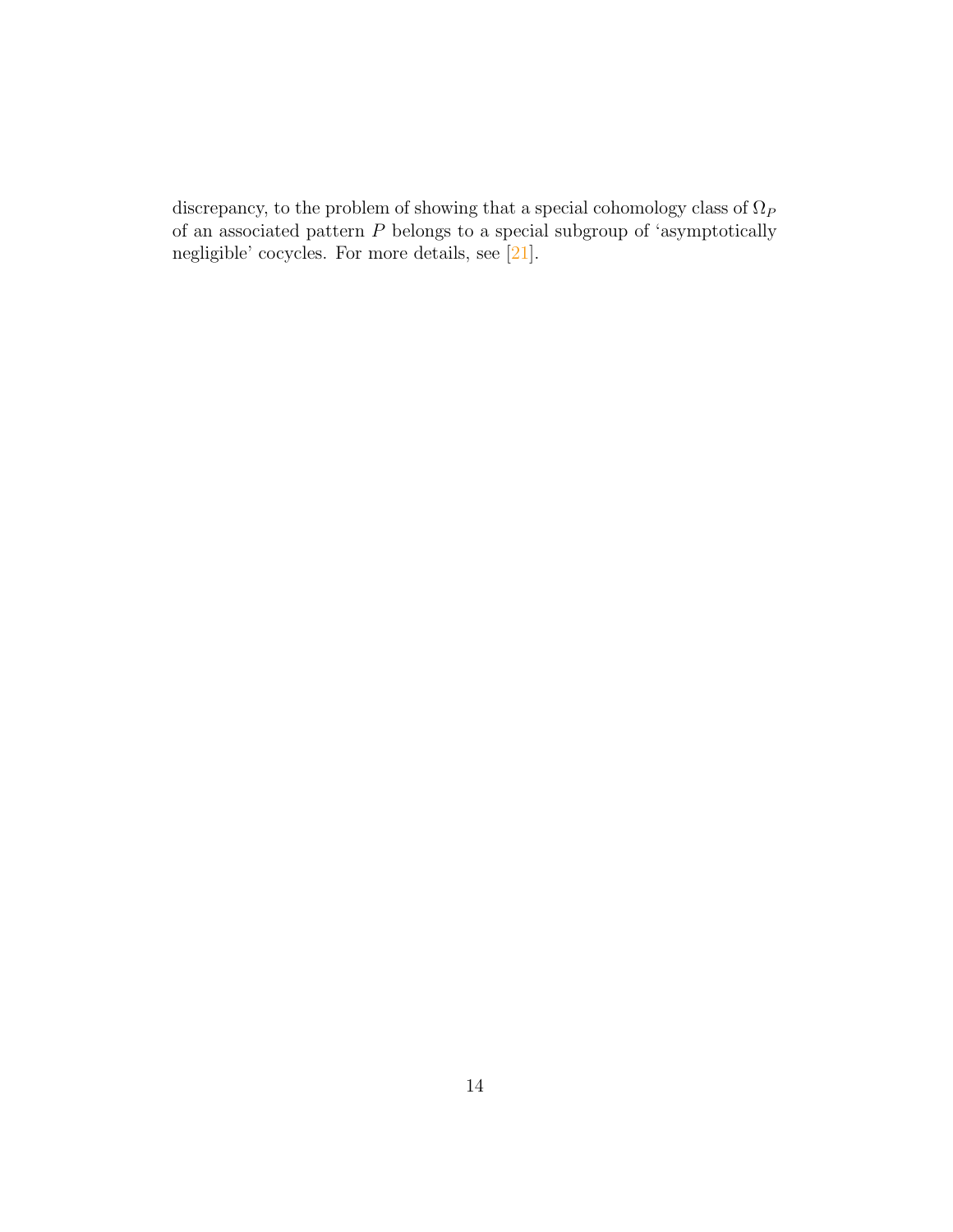discrepancy, to the problem of showing that a special cohomology class of $\Omega_P$ of an associated pattern $P$ belongs to a special subgroup of 'asymptotically negligible' cocycles. For more details, see [21].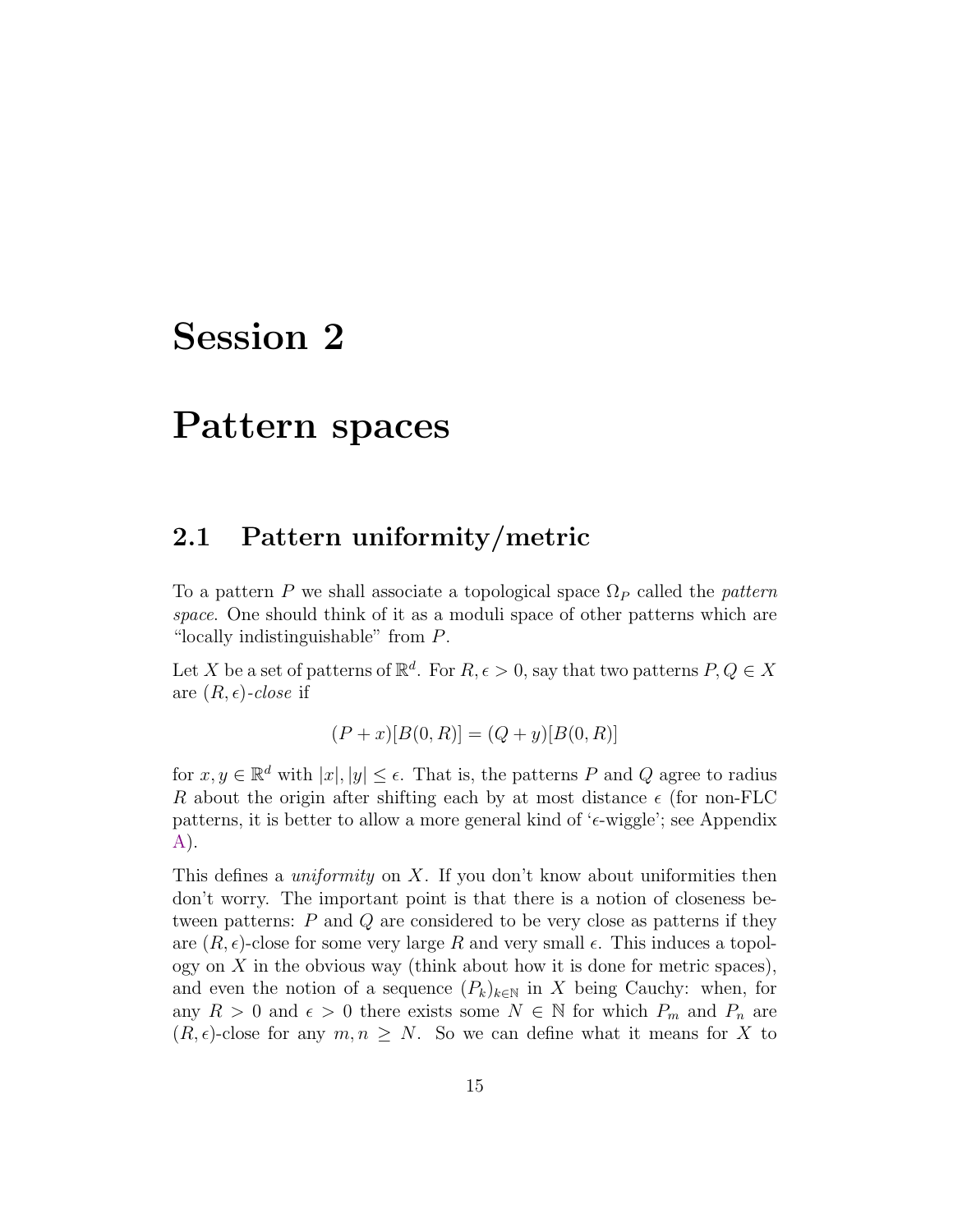# Session 2

# Pattern spaces

## 2.1 Pattern uniformity/metric

To a pattern $P$ we shall associate a topological space $\Omega_P$ called the *pattern space*. One should think of it as a moduli space of other patterns which are "locally indistinguishable" from $P$.

Let $X$ be a set of patterns of $\mathbb{R}^d$. For $R, \epsilon > 0$, say that two patterns $P, Q \in X$ are $(R, \epsilon)$-*close* if

$$(P + x)[B(0, R)] = (Q + y)[B(0, R)]$$

for $x, y \in \mathbb{R}^d$ with $|x|, |y| \leq \epsilon$. That is, the patterns $P$ and $Q$ agree to radius $R$ about the origin after shifting each by at most distance $\epsilon$ (for non-FLC patterns, it is better to allow a more general kind of '$\epsilon$-wiggle'; see Appendix A).

This defines a *uniformity* on $X$. If you don't know about uniformities then don't worry. The important point is that there is a notion of closeness between patterns: $P$ and $Q$ are considered to be very close as patterns if they are $(R, \epsilon)$-close for some very large $R$ and very small $\epsilon$. This induces a topology on $X$ in the obvious way (think about how it is done for metric spaces), and even the notion of a sequence $(P_k)_{k \in \mathbb{N}}$ in $X$ being Cauchy: when, for any $R > 0$ and $\epsilon > 0$ there exists some $N \in \mathbb{N}$ for which $P_m$ and $P_n$ are $(R, \epsilon)$-close for any $m, n \geq N$. So we can define what it means for $X$ to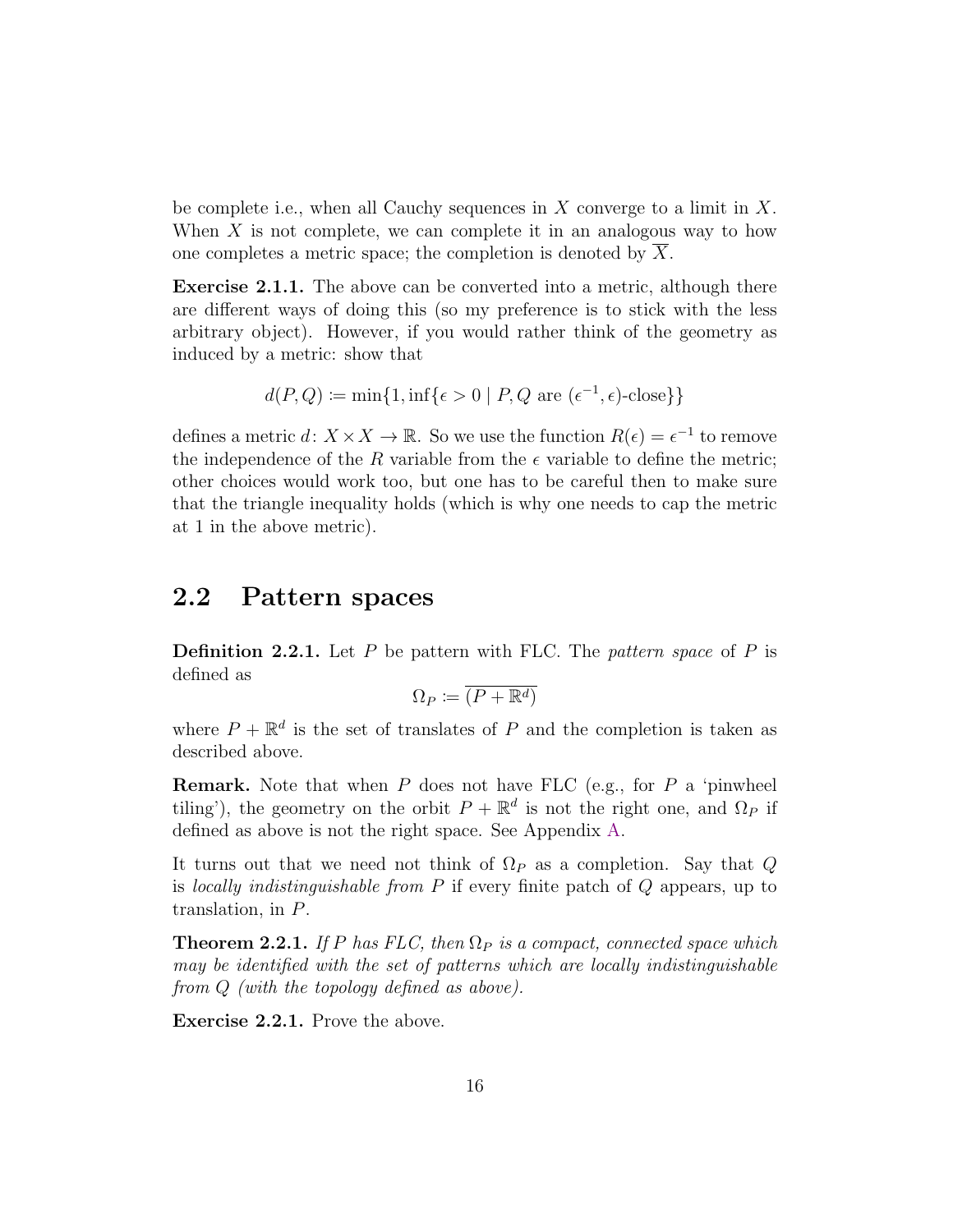be complete i.e., when all Cauchy sequences in $X$ converge to a limit in $X$. When $X$ is not complete, we can complete it in an analogous way to how one completes a metric space; the completion is denoted by $\overline{X}$.

**Exercise 2.1.1.** The above can be converted into a metric, although there are different ways of doing this (so my preference is to stick with the less arbitrary object). However, if you would rather think of the geometry as induced by a metric: show that

$$d(P,Q) \coloneqq \min\{1, \inf\{\epsilon > 0 \mid P, Q \text{ are } (\epsilon^{-1}, \epsilon)\text{-close}\}\}$$

defines a metric $d\colon X \times X \to \mathbb{R}$. So we use the function $R(\epsilon) = \epsilon^{-1}$ to remove the independence of the $R$ variable from the $\epsilon$ variable to define the metric; other choices would work too, but one has to be careful then to make sure that the triangle inequality holds (which is why one needs to cap the metric at 1 in the above metric).

## 2.2 Pattern spaces

**Definition 2.2.1.** Let $P$ be pattern with FLC. The *pattern space* of $P$ is defined as

$$\Omega_P \coloneqq \overline{(P + \mathbb{R}^d)}$$

where $P + \mathbb{R}^d$ is the set of translates of $P$ and the completion is taken as described above.

**Remark.** Note that when $P$ does not have FLC (e.g., for $P$ a 'pinwheel tiling'), the geometry on the orbit $P + \mathbb{R}^d$ is not the right one, and $\Omega_P$ if defined as above is not the right space. See Appendix A.

It turns out that we need not think of $\Omega_P$ as a completion. Say that $Q$ is *locally indistinguishable from* $P$ if every finite patch of $Q$ appears, up to translation, in $P$.

**Theorem 2.2.1.** *If $P$ has FLC, then $\Omega_P$ is a compact, connected space which may be identified with the set of patterns which are locally indistinguishable from $Q$ (with the topology defined as above).*

**Exercise 2.2.1.** Prove the above.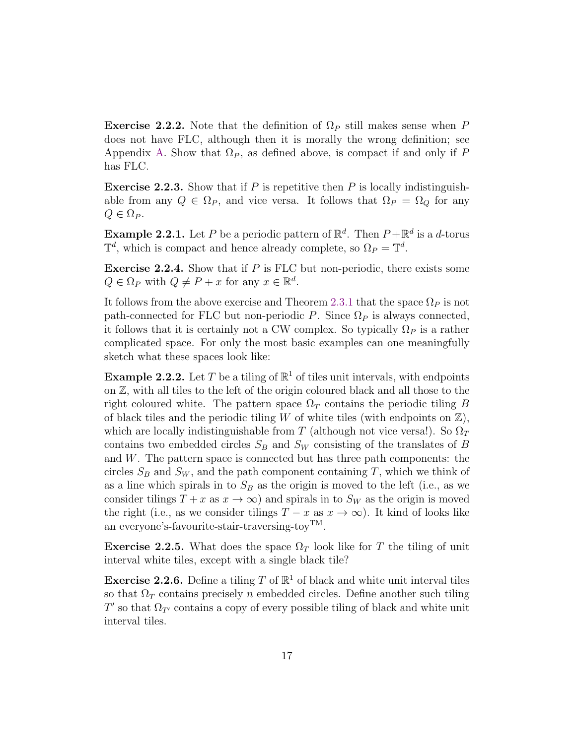**Exercise 2.2.2.** Note that the definition of $\Omega_P$ still makes sense when $P$ does not have FLC, although then it is morally the wrong definition; see Appendix A. Show that $\Omega_P$, as defined above, is compact if and only if $P$ has FLC.

**Exercise 2.2.3.** Show that if $P$ is repetitive then $P$ is locally indistinguishable from any $Q \in \Omega_P$, and vice versa. It follows that $\Omega_P = \Omega_Q$ for any $Q \in \Omega_P$.

**Example 2.2.1.** Let $P$ be a periodic pattern of $\mathbb{R}^d$. Then $P + \mathbb{R}^d$ is a $d$-torus $\mathbb{T}^d$, which is compact and hence already complete, so $\Omega_P = \mathbb{T}^d$.

**Exercise 2.2.4.** Show that if $P$ is FLC but non-periodic, there exists some $Q \in \Omega_P$ with $Q \neq P + x$ for any $x \in \mathbb{R}^d$.

It follows from the above exercise and Theorem 2.3.1 that the space $\Omega_P$ is not path-connected for FLC but non-periodic $P$. Since $\Omega_P$ is always connected, it follows that it is certainly not a CW complex. So typically $\Omega_P$ is a rather complicated space. For only the most basic examples can one meaningfully sketch what these spaces look like:

**Example 2.2.2.** Let $T$ be a tiling of $\mathbb{R}^1$ of tiles unit intervals, with endpoints on $\mathbb{Z}$, with all tiles to the left of the origin coloured black and all those to the right coloured white. The pattern space $\Omega_T$ contains the periodic tiling $B$ of black tiles and the periodic tiling $W$ of white tiles (with endpoints on $\mathbb{Z}$), which are locally indistinguishable from $T$ (although not vice versa!). So $\Omega_T$ contains two embedded circles $S_B$ and $S_W$ consisting of the translates of $B$ and $W$. The pattern space is connected but has three path components: the circles $S_B$ and $S_W$, and the path component containing $T$, which we think of as a line which spirals in to $S_B$ as the origin is moved to the left (i.e., as we consider tilings $T + x$ as $x \to \infty$) and spirals in to $S_W$ as the origin is moved the right (i.e., as we consider tilings $T - x$ as $x \to \infty$). It kind of looks like an everyone's-favourite-stair-traversing-toy™.

**Exercise 2.2.5.** What does the space $\Omega_T$ look like for $T$ the tiling of unit interval white tiles, except with a single black tile?

**Exercise 2.2.6.** Define a tiling $T$ of $\mathbb{R}^1$ of black and white unit interval tiles so that $\Omega_T$ contains precisely $n$ embedded circles. Define another such tiling $T'$ so that $\Omega_{T'}$ contains a copy of every possible tiling of black and white unit interval tiles.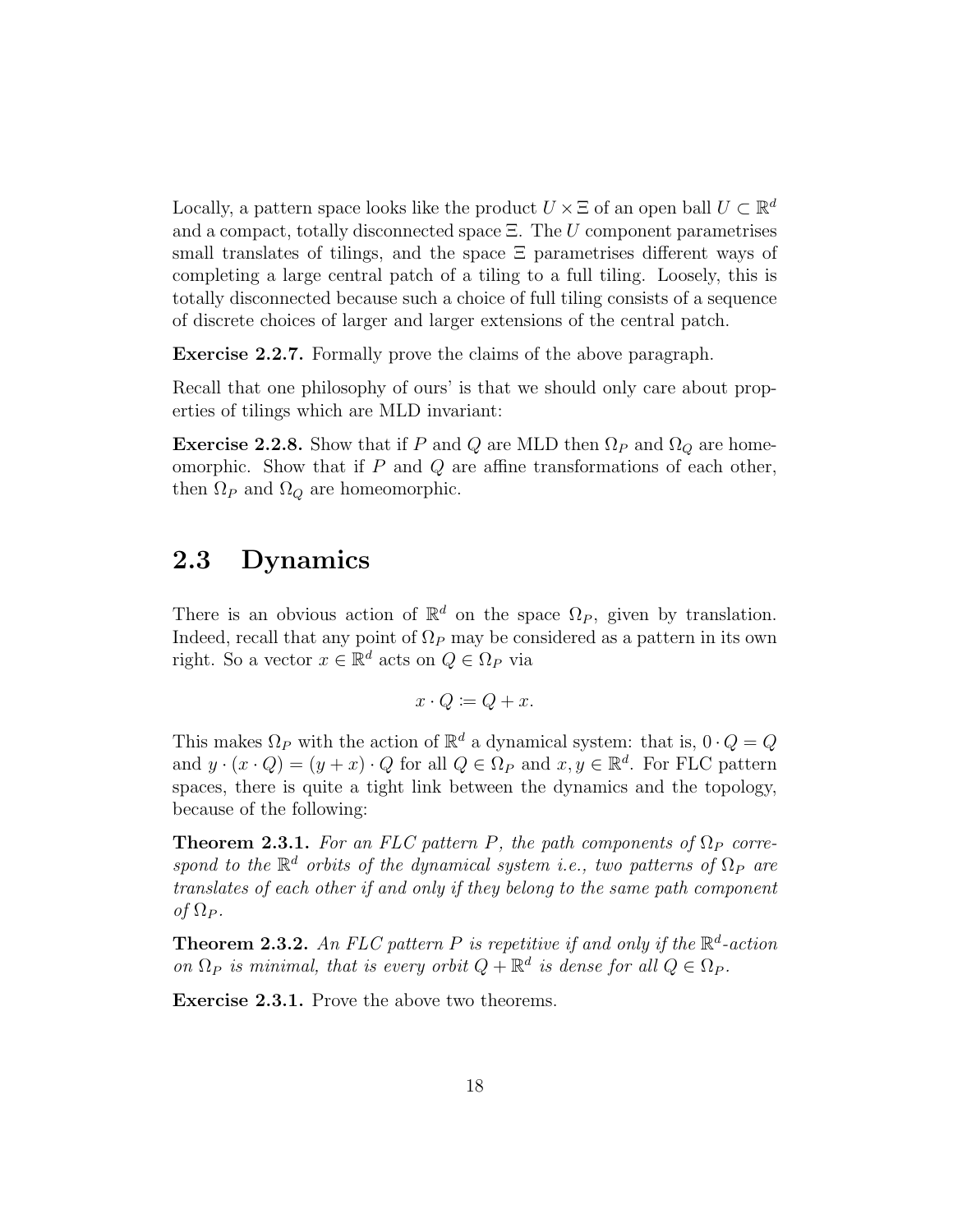Locally, a pattern space looks like the product $U \times \Xi$ of an open ball $U \subset \mathbb{R}^d$ and a compact, totally disconnected space $\Xi$. The $U$ component parametrises small translates of tilings, and the space $\Xi$ parametrises different ways of completing a large central patch of a tiling to a full tiling. Loosely, this is totally disconnected because such a choice of full tiling consists of a sequence of discrete choices of larger and larger extensions of the central patch.

**Exercise 2.2.7.** Formally prove the claims of the above paragraph.

Recall that one philosophy of ours' is that we should only care about properties of tilings which are MLD invariant:

**Exercise 2.2.8.** Show that if $P$ and $Q$ are MLD then $\Omega_P$ and $\Omega_Q$ are homeomorphic. Show that if $P$ and $Q$ are affine transformations of each other, then $\Omega_P$ and $\Omega_Q$ are homeomorphic.

## 2.3 Dynamics

There is an obvious action of $\mathbb{R}^d$ on the space $\Omega_P$, given by translation. Indeed, recall that any point of $\Omega_P$ may be considered as a pattern in its own right. So a vector $x \in \mathbb{R}^d$ acts on $Q \in \Omega_P$ via

$$x \cdot Q \coloneqq Q + x.$$

This makes $\Omega_P$ with the action of $\mathbb{R}^d$ a dynamical system: that is, $0 \cdot Q = Q$ and $y \cdot (x \cdot Q) = (y + x) \cdot Q$ for all $Q \in \Omega_P$ and $x, y \in \mathbb{R}^d$. For FLC pattern spaces, there is quite a tight link between the dynamics and the topology, because of the following:

**Theorem 2.3.1.** *For an FLC pattern $P$, the path components of $\Omega_P$ correspond to the $\mathbb{R}^d$ orbits of the dynamical system i.e., two patterns of $\Omega_P$ are translates of each other if and only if they belong to the same path component of $\Omega_P$.*

**Theorem 2.3.2.** *An FLC pattern $P$ is repetitive if and only if the $\mathbb{R}^d$-action on $\Omega_P$ is minimal, that is every orbit $Q + \mathbb{R}^d$ is dense for all $Q \in \Omega_P$.*

**Exercise 2.3.1.** Prove the above two theorems.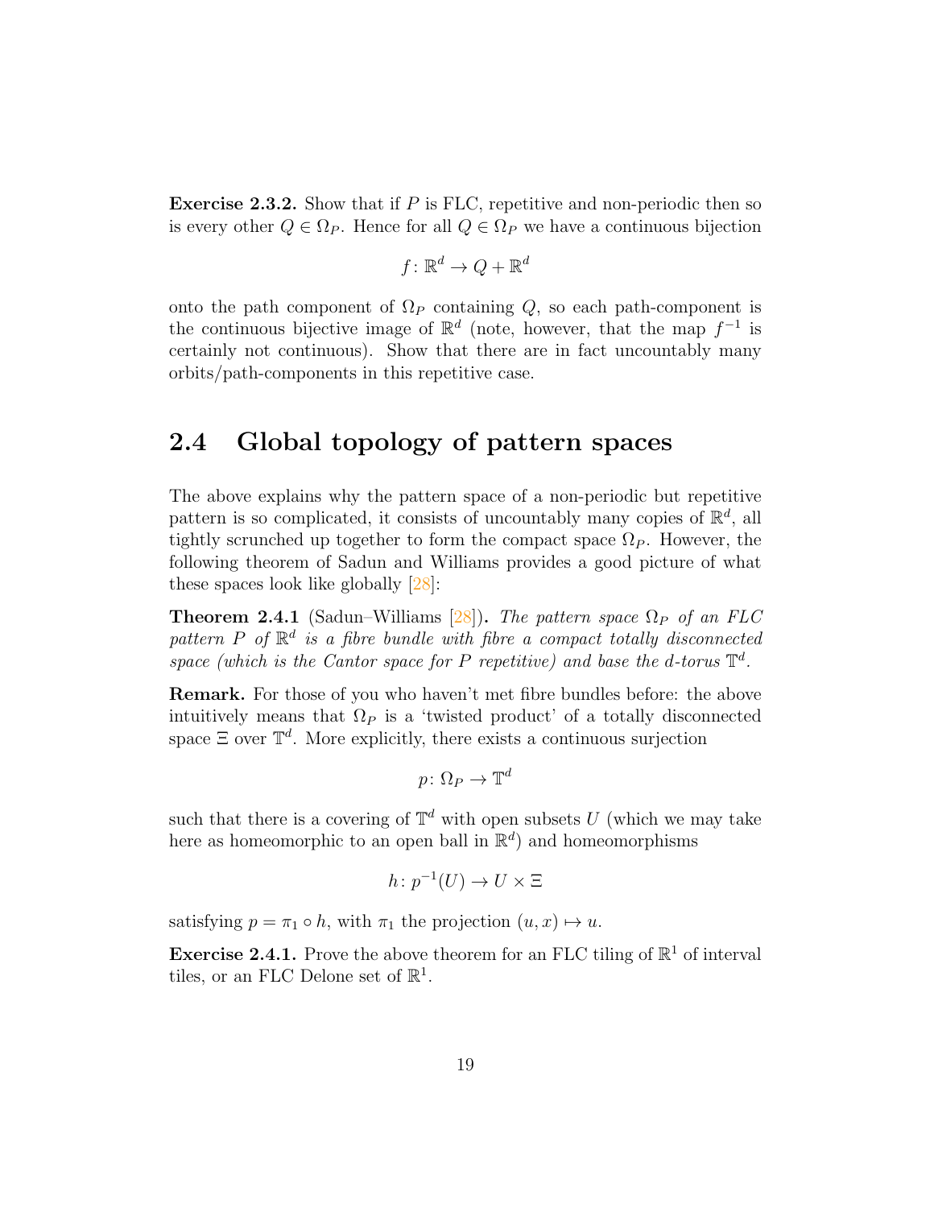**Exercise 2.3.2.** Show that if $P$ is FLC, repetitive and non-periodic then so is every other $Q \in \Omega_P$. Hence for all $Q \in \Omega_P$ we have a continuous bijection

$$f \colon \mathbb{R}^d \to Q + \mathbb{R}^d$$

onto the path component of $\Omega_P$ containing $Q$, so each path-component is the continuous bijective image of $\mathbb{R}^d$ (note, however, that the map $f^{-1}$ is certainly not continuous). Show that there are in fact uncountably many orbits/path-components in this repetitive case.

## 2.4 Global topology of pattern spaces

The above explains why the pattern space of a non-periodic but repetitive pattern is so complicated, it consists of uncountably many copies of $\mathbb{R}^d$, all tightly scrunched up together to form the compact space $\Omega_P$. However, the following theorem of Sadun and Williams provides a good picture of what these spaces look like globally [28]:

**Theorem 2.4.1** (Sadun–Williams [28])**.** *The pattern space $\Omega_P$ of an FLC pattern $P$ of $\mathbb{R}^d$ is a fibre bundle with fibre a compact totally disconnected space (which is the Cantor space for $P$ repetitive) and base the $d$-torus $\mathbb{T}^d$.*

**Remark.** For those of you who haven't met fibre bundles before: the above intuitively means that $\Omega_P$ is a 'twisted product' of a totally disconnected space $\Xi$ over $\mathbb{T}^d$. More explicitly, there exists a continuous surjection

$$p \colon \Omega_P \to \mathbb{T}^d$$

such that there is a covering of $\mathbb{T}^d$ with open subsets $U$ (which we may take here as homeomorphic to an open ball in $\mathbb{R}^d$) and homeomorphisms

$$h \colon p^{-1}(U) \to U \times \Xi$$

satisfying $p = \pi_1 \circ h$, with $\pi_1$ the projection $(u, x) \mapsto u$.

**Exercise 2.4.1.** Prove the above theorem for an FLC tiling of $\mathbb{R}^1$ of interval tiles, or an FLC Delone set of $\mathbb{R}^1$.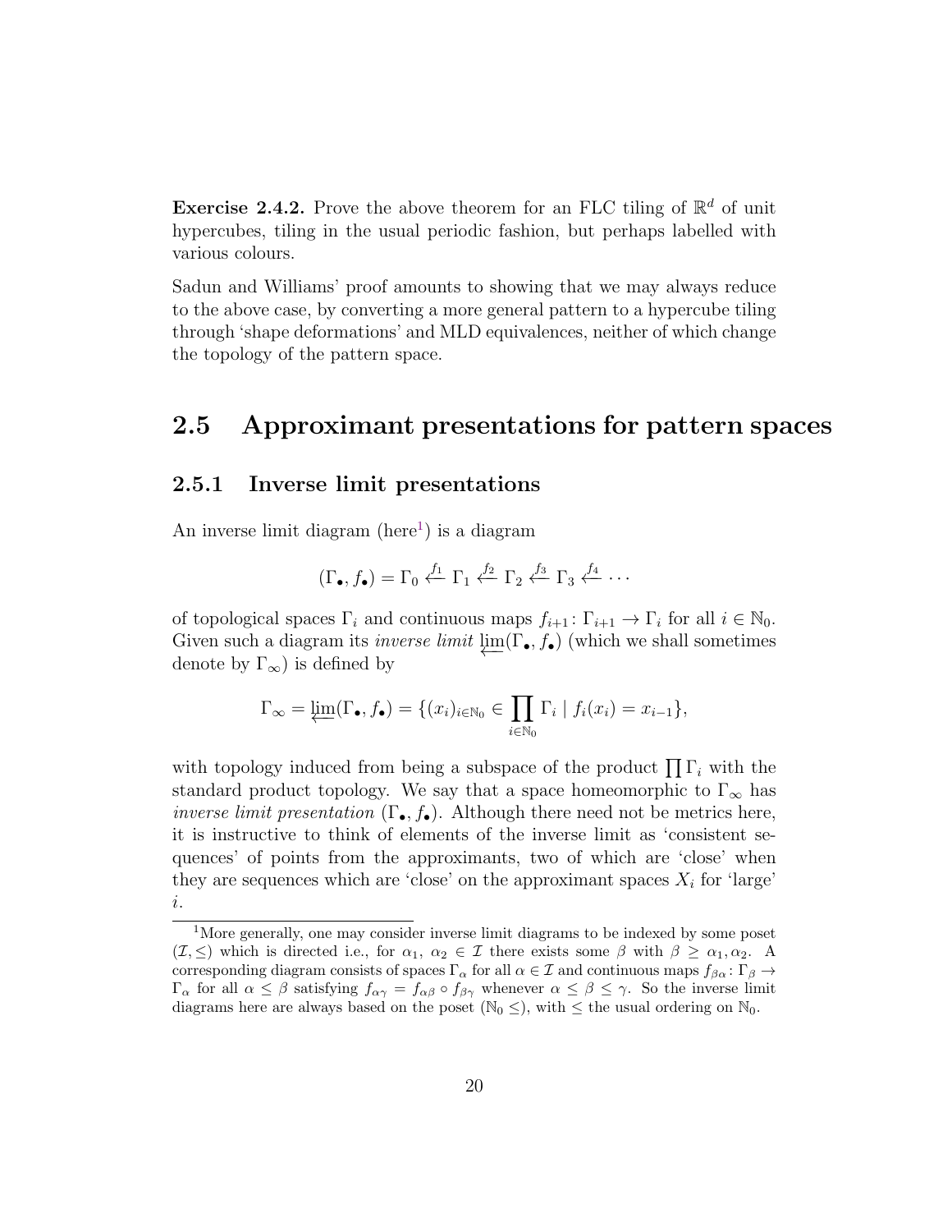**Exercise 2.4.2.** Prove the above theorem for an FLC tiling of $\mathbb{R}^d$ of unit hypercubes, tiling in the usual periodic fashion, but perhaps labelled with various colours.

Sadun and Williams' proof amounts to showing that we may always reduce to the above case, by converting a more general pattern to a hypercube tiling through 'shape deformations' and MLD equivalences, neither of which change the topology of the pattern space.

## 2.5 Approximant presentations for pattern spaces

### 2.5.1 Inverse limit presentations

An inverse limit diagram (here[1]) is a diagram

$$(\Gamma_\bullet, f_\bullet) = \Gamma_0 \xleftarrow{f_1} \Gamma_1 \xleftarrow{f_2} \Gamma_2 \xleftarrow{f_3} \Gamma_3 \xleftarrow{f_4} \cdots$$

of topological spaces $\Gamma_i$ and continuous maps $f_{i+1} \colon \Gamma_{i+1} \to \Gamma_i$ for all $i \in \mathbb{N}_0$. Given such a diagram its *inverse limit* $\varprojlim(\Gamma_\bullet, f_\bullet)$ (which we shall sometimes denote by $\Gamma_\infty$) is defined by

$$\Gamma_\infty = \varprojlim(\Gamma_\bullet, f_\bullet) = \{(x_i)_{i \in \mathbb{N}_0} \in \prod_{i \in \mathbb{N}_0} \Gamma_i \mid f_i(x_i) = x_{i-1}\},$$

with topology induced from being a subspace of the product $\prod \Gamma_i$ with the standard product topology. We say that a space homeomorphic to $\Gamma_\infty$ has *inverse limit presentation* $(\Gamma_\bullet, f_\bullet)$. Although there need not be metrics here, it is instructive to think of elements of the inverse limit as 'consistent sequences' of points from the approximants, two of which are 'close' when they are sequences which are 'close' on the approximant spaces $X_i$ for 'large' $i$.

[1] More generally, one may consider inverse limit diagrams to be indexed by some poset $(\mathcal{I}, \leq)$ which is directed i.e., for $\alpha_1, \alpha_2 \in \mathcal{I}$ there exists some $\beta$ with $\beta \geq \alpha_1, \alpha_2$. A corresponding diagram consists of spaces $\Gamma_\alpha$ for all $\alpha \in \mathcal{I}$ and continuous maps $f_{\beta\alpha} \colon \Gamma_\beta \to \Gamma_\alpha$ for all $\alpha \leq \beta$ satisfying $f_{\alpha\gamma} = f_{\alpha\beta} \circ f_{\beta\gamma}$ whenever $\alpha \leq \beta \leq \gamma$. So the inverse limit diagrams here are always based on the poset $(\mathbb{N}_0 \leq)$, with $\leq$ the usual ordering on $\mathbb{N}_0$.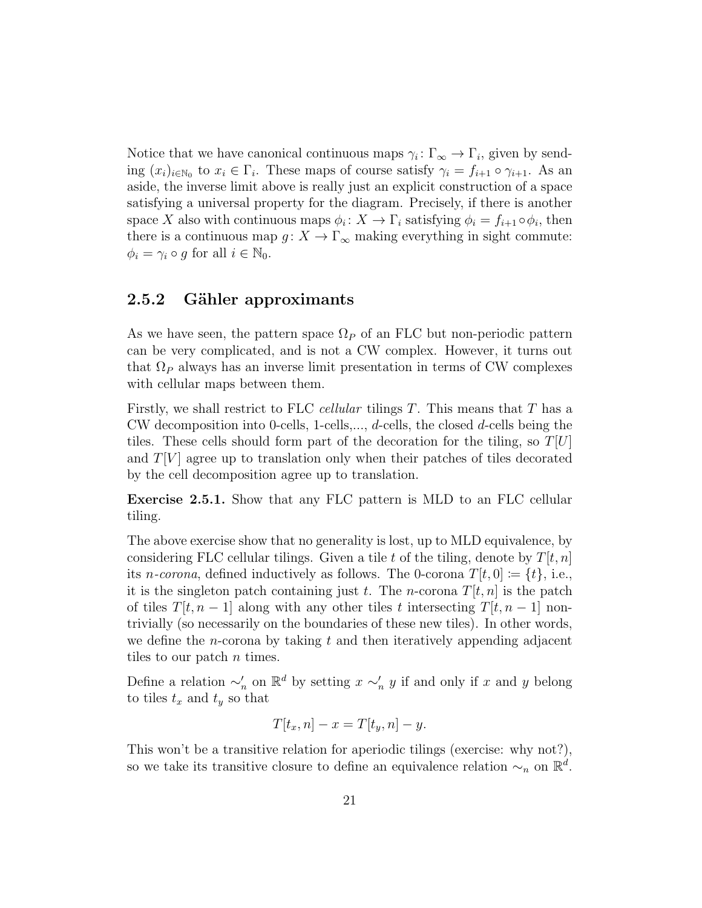Notice that we have canonical continuous maps $\gamma_i \colon \Gamma_\infty \to \Gamma_i$, given by sending $(x_i)_{i \in \mathbb{N}_0}$ to $x_i \in \Gamma_i$. These maps of course satisfy $\gamma_i = f_{i+1} \circ \gamma_{i+1}$. As an aside, the inverse limit above is really just an explicit construction of a space satisfying a universal property for the diagram. Precisely, if there is another space $X$ also with continuous maps $\phi_i \colon X \to \Gamma_i$ satisfying $\phi_i = f_{i+1} \circ \phi_i$, then there is a continuous map $g \colon X \to \Gamma_\infty$ making everything in sight commute: $\phi_i = \gamma_i \circ g$ for all $i \in \mathbb{N}_0$.

### 2.5.2 Gähler approximants

As we have seen, the pattern space $\Omega_P$ of an FLC but non-periodic pattern can be very complicated, and is not a CW complex. However, it turns out that $\Omega_P$ always has an inverse limit presentation in terms of CW complexes with cellular maps between them.

Firstly, we shall restrict to FLC *cellular* tilings $T$. This means that $T$ has a CW decomposition into 0-cells, 1-cells,..., $d$-cells, the closed $d$-cells being the tiles. These cells should form part of the decoration for the tiling, so $T[U]$ and $T[V]$ agree up to translation only when their patches of tiles decorated by the cell decomposition agree up to translation.

**Exercise 2.5.1.** Show that any FLC pattern is MLD to an FLC cellular tiling.

The above exercise show that no generality is lost, up to MLD equivalence, by considering FLC cellular tilings. Given a tile $t$ of the tiling, denote by $T[t, n]$ its *n-corona*, defined inductively as follows. The 0-corona $T[t, 0] \coloneqq \{t\}$, i.e., it is the singleton patch containing just $t$. The $n$-corona $T[t, n]$ is the patch of tiles $T[t, n-1]$ along with any other tiles $t$ intersecting $T[t, n-1]$ non-trivially (so necessarily on the boundaries of these new tiles). In other words, we define the $n$-corona by taking $t$ and then iteratively appending adjacent tiles to our patch $n$ times.

Define a relation $\sim'_n$ on $\mathbb{R}^d$ by setting $x \sim'_n y$ if and only if $x$ and $y$ belong to tiles $t_x$ and $t_y$ so that

$$T[t_x, n] - x = T[t_y, n] - y.$$

This won't be a transitive relation for aperiodic tilings (exercise: why not?), so we take its transitive closure to define an equivalence relation $\sim_n$ on $\mathbb{R}^d$.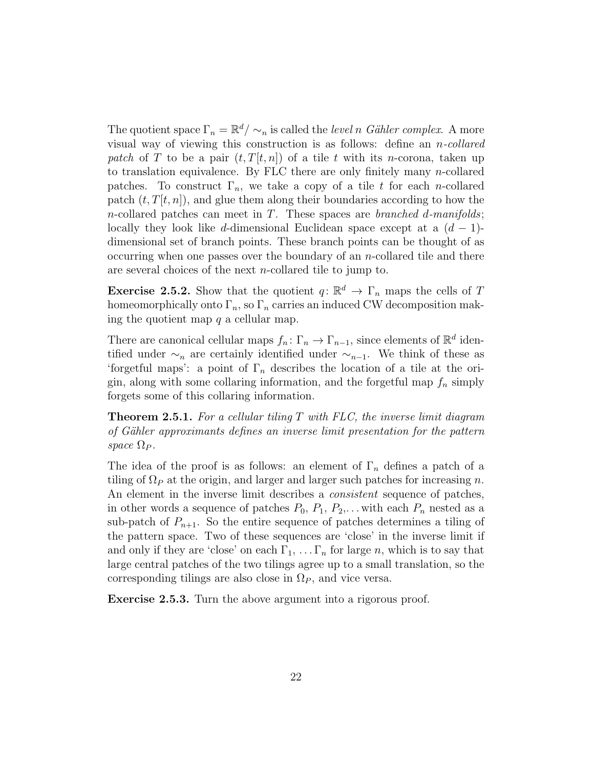The quotient space $\Gamma_n = \mathbb{R}^d / \sim_n$ is called the *level $n$ Gähler complex*. A more visual way of viewing this construction is as follows: define an *$n$-collared patch* of $T$ to be a pair $(t, T[t, n])$ of a tile $t$ with its $n$-corona, taken up to translation equivalence. By FLC there are only finitely many $n$-collared patches. To construct $\Gamma_n$, we take a copy of a tile $t$ for each $n$-collared patch $(t, T[t, n])$, and glue them along their boundaries according to how the $n$-collared patches can meet in $T$. These spaces are *branched $d$-manifolds*; locally they look like $d$-dimensional Euclidean space except at a $(d-1)$-dimensional set of branch points. These branch points can be thought of as occurring when one passes over the boundary of an $n$-collared tile and there are several choices of the next $n$-collared tile to jump to.

**Exercise 2.5.2.** Show that the quotient $q\colon \mathbb{R}^d \to \Gamma_n$ maps the cells of $T$ homeomorphically onto $\Gamma_n$, so $\Gamma_n$ carries an induced CW decomposition making the quotient map $q$ a cellular map.

There are canonical cellular maps $f_n\colon \Gamma_n \to \Gamma_{n-1}$, since elements of $\mathbb{R}^d$ identified under $\sim_n$ are certainly identified under $\sim_{n-1}$. We think of these as 'forgetful maps': a point of $\Gamma_n$ describes the location of a tile at the origin, along with some collaring information, and the forgetful map $f_n$ simply forgets some of this collaring information.

**Theorem 2.5.1.** *For a cellular tiling $T$ with FLC, the inverse limit diagram of Gähler approximants defines an inverse limit presentation for the pattern space $\Omega_P$.*

The idea of the proof is as follows: an element of $\Gamma_n$ defines a patch of a tiling of $\Omega_P$ at the origin, and larger and larger such patches for increasing $n$. An element in the inverse limit describes a *consistent* sequence of patches, in other words a sequence of patches $P_0$, $P_1$, $P_2$,... with each $P_n$ nested as a sub-patch of $P_{n+1}$. So the entire sequence of patches determines a tiling of the pattern space. Two of these sequences are 'close' in the inverse limit if and only if they are 'close' on each $\Gamma_1, \ldots \Gamma_n$ for large $n$, which is to say that large central patches of the two tilings agree up to a small translation, so the corresponding tilings are also close in $\Omega_P$, and vice versa.

**Exercise 2.5.3.** Turn the above argument into a rigorous proof.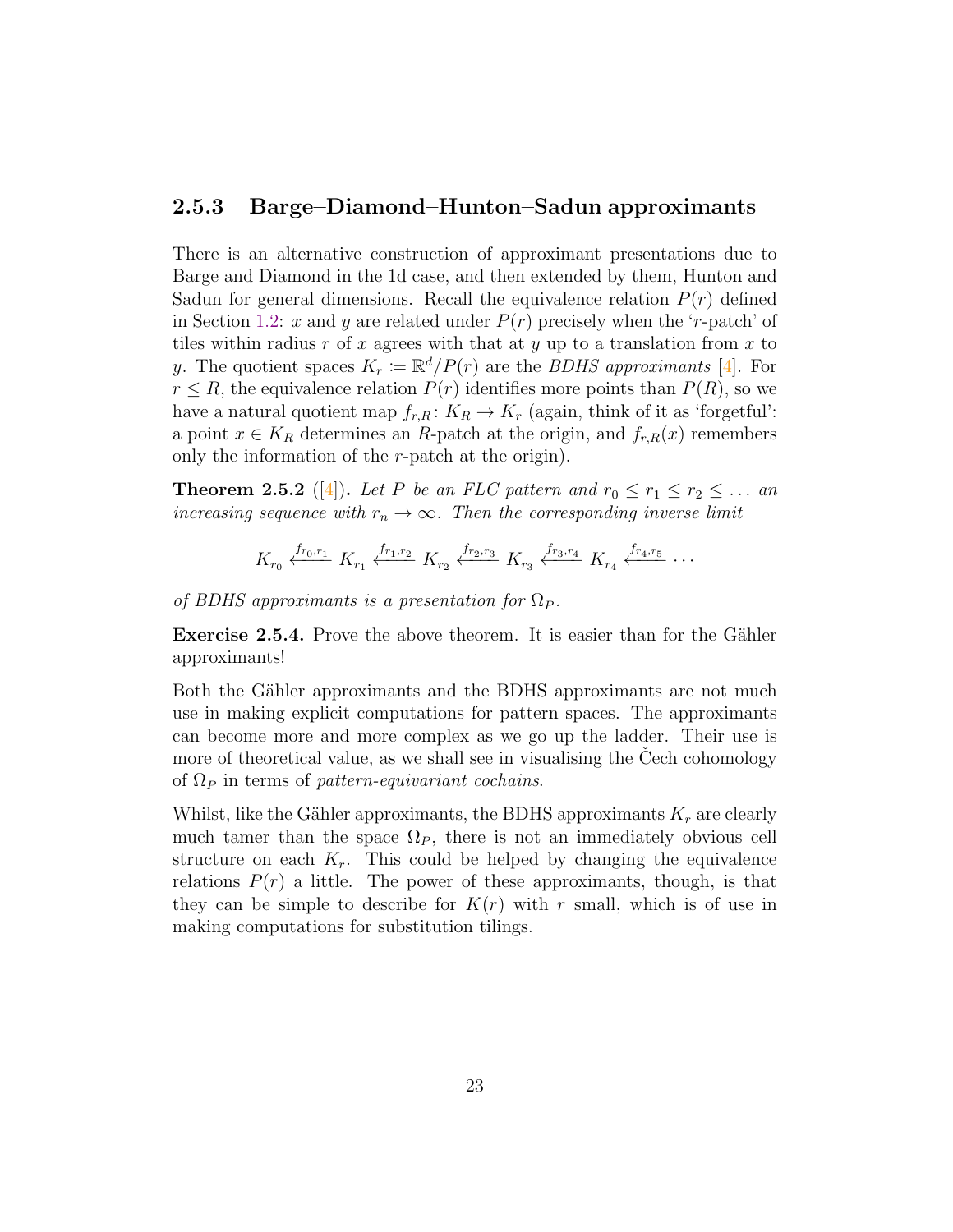### 2.5.3 Barge–Diamond–Hunton–Sadun approximants

There is an alternative construction of approximant presentations due to Barge and Diamond in the 1d case, and then extended by them, Hunton and Sadun for general dimensions. Recall the equivalence relation $P(r)$ defined in Section 1.2: $x$ and $y$ are related under $P(r)$ precisely when the '$r$-patch' of tiles within radius $r$ of $x$ agrees with that at $y$ up to a translation from $x$ to $y$. The quotient spaces $K_r \coloneqq \mathbb{R}^d/P(r)$ are the *BDHS approximants* [4]. For $r \leq R$, the equivalence relation $P(r)$ identifies more points than $P(R)$, so we have a natural quotient map $f_{r,R} \colon K_R \to K_r$ (again, think of it as 'forgetful': a point $x \in K_R$ determines an $R$-patch at the origin, and $f_{r,R}(x)$ remembers only the information of the $r$-patch at the origin).

**Theorem 2.5.2** ([4])**.** *Let $P$ be an FLC pattern and $r_0 \leq r_1 \leq r_2 \leq \dots$ an increasing sequence with $r_n \to \infty$. Then the corresponding inverse limit*

$$K_{r_0} \xleftarrow{f_{r_0,r_1}} K_{r_1} \xleftarrow{f_{r_1,r_2}} K_{r_2} \xleftarrow{f_{r_2,r_3}} K_{r_3} \xleftarrow{f_{r_3,r_4}} K_{r_4} \xleftarrow{f_{r_4,r_5}} \cdots$$

*of BDHS approximants is a presentation for $\Omega_P$.*

**Exercise 2.5.4.** Prove the above theorem. It is easier than for the Gähler approximants!

Both the Gähler approximants and the BDHS approximants are not much use in making explicit computations for pattern spaces. The approximants can become more and more complex as we go up the ladder. Their use is more of theoretical value, as we shall see in visualising the Čech cohomology of $\Omega_P$ in terms of *pattern-equivariant cochains*.

Whilst, like the Gähler approximants, the BDHS approximants $K_r$ are clearly much tamer than the space $\Omega_P$, there is not an immediately obvious cell structure on each $K_r$. This could be helped by changing the equivalence relations $P(r)$ a little. The power of these approximants, though, is that they can be simple to describe for $K(r)$ with $r$ small, which is of use in making computations for substitution tilings.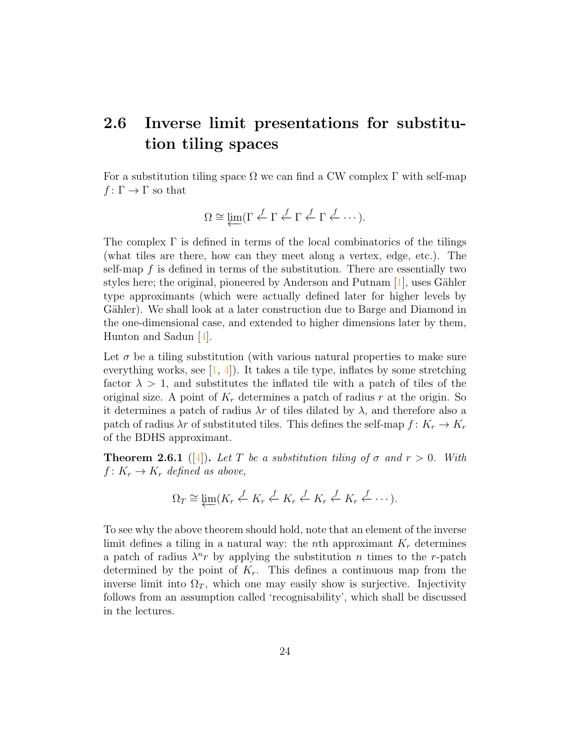## 2.6 Inverse limit presentations for substitution tiling spaces

For a substitution tiling space $\Omega$ we can find a CW complex $\Gamma$ with self-map $f\colon \Gamma \to \Gamma$ so that

$$\Omega \cong \varprojlim(\Gamma \xleftarrow{f} \Gamma \xleftarrow{f} \Gamma \xleftarrow{f} \Gamma \xleftarrow{f} \cdots).$$

The complex $\Gamma$ is defined in terms of the local combinatorics of the tilings (what tiles are there, how can they meet along a vertex, edge, etc.). The self-map $f$ is defined in terms of the substitution. There are essentially two styles here; the original, pioneered by Anderson and Putnam [1], uses Gähler type approximants (which were actually defined later for higher levels by Gähler). We shall look at a later construction due to Barge and Diamond in the one-dimensional case, and extended to higher dimensions later by them, Hunton and Sadun [4].

Let $\sigma$ be a tiling substitution (with various natural properties to make sure everything works, see [1, 4]). It takes a tile type, inflates by some stretching factor $\lambda > 1$, and substitutes the inflated tile with a patch of tiles of the original size. A point of $K_r$ determines a patch of radius $r$ at the origin. So it determines a patch of radius $\lambda r$ of tiles dilated by $\lambda$, and therefore also a patch of radius $\lambda r$ of substituted tiles. This defines the self-map $f\colon K_r \to K_r$ of the BDHS approximant.

**Theorem 2.6.1** ([4])**.** *Let $T$ be a substitution tiling of $\sigma$ and $r > 0$. With $f\colon K_r \to K_r$ defined as above,*

$$\Omega_T \cong \varprojlim(K_r \xleftarrow{f} K_r \xleftarrow{f} K_r \xleftarrow{f} K_r \xleftarrow{f} K_r \xleftarrow{f} \cdots).$$

To see why the above theorem should hold, note that an element of the inverse limit defines a tiling in a natural way: the $n$th approximant $K_r$ determines a patch of radius $\lambda^n r$ by applying the substitution $n$ times to the $r$-patch determined by the point of $K_r$. This defines a continuous map from the inverse limit into $\Omega_T$, which one may easily show is surjective. Injectivity follows from an assumption called 'recognisability', which shall be discussed in the lectures.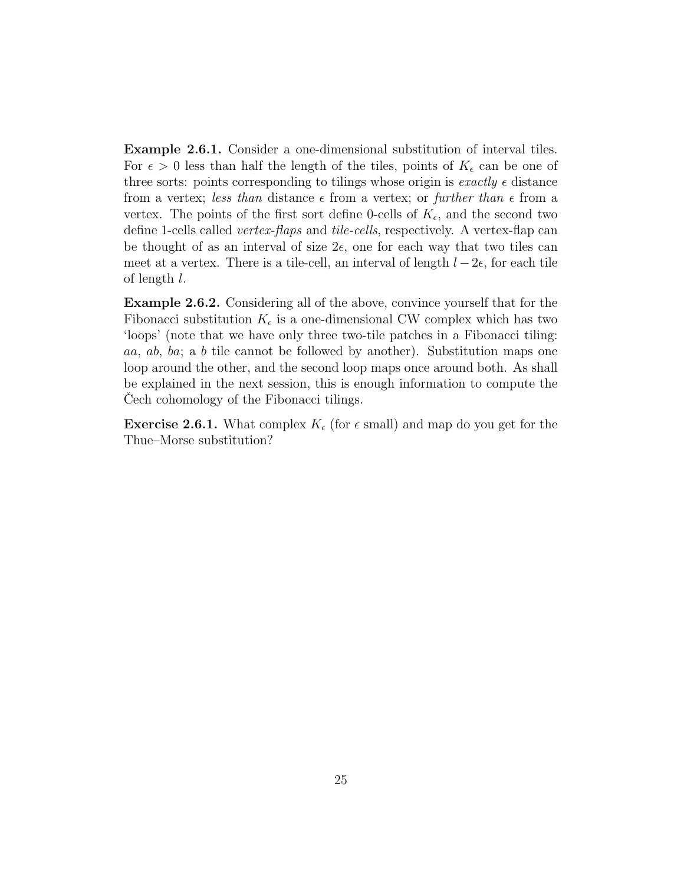**Example 2.6.1.** Consider a one-dimensional substitution of interval tiles. For $\epsilon > 0$ less than half the length of the tiles, points of $K_\epsilon$ can be one of three sorts: points corresponding to tilings whose origin is *exactly* $\epsilon$ distance from a vertex; *less than* distance $\epsilon$ from a vertex; or *further than* $\epsilon$ from a vertex. The points of the first sort define 0-cells of $K_\epsilon$, and the second two define 1-cells called *vertex-flaps* and *tile-cells*, respectively. A vertex-flap can be thought of as an interval of size $2\epsilon$, one for each way that two tiles can meet at a vertex. There is a tile-cell, an interval of length $l - 2\epsilon$, for each tile of length $l$.

**Example 2.6.2.** Considering all of the above, convince yourself that for the Fibonacci substitution $K_\epsilon$ is a one-dimensional CW complex which has two 'loops' (note that we have only three two-tile patches in a Fibonacci tiling: $aa$, $ab$, $ba$; a $b$ tile cannot be followed by another). Substitution maps one loop around the other, and the second loop maps once around both. As shall be explained in the next session, this is enough information to compute the Čech cohomology of the Fibonacci tilings.

**Exercise 2.6.1.** What complex $K_\epsilon$ (for $\epsilon$ small) and map do you get for the Thue–Morse substitution?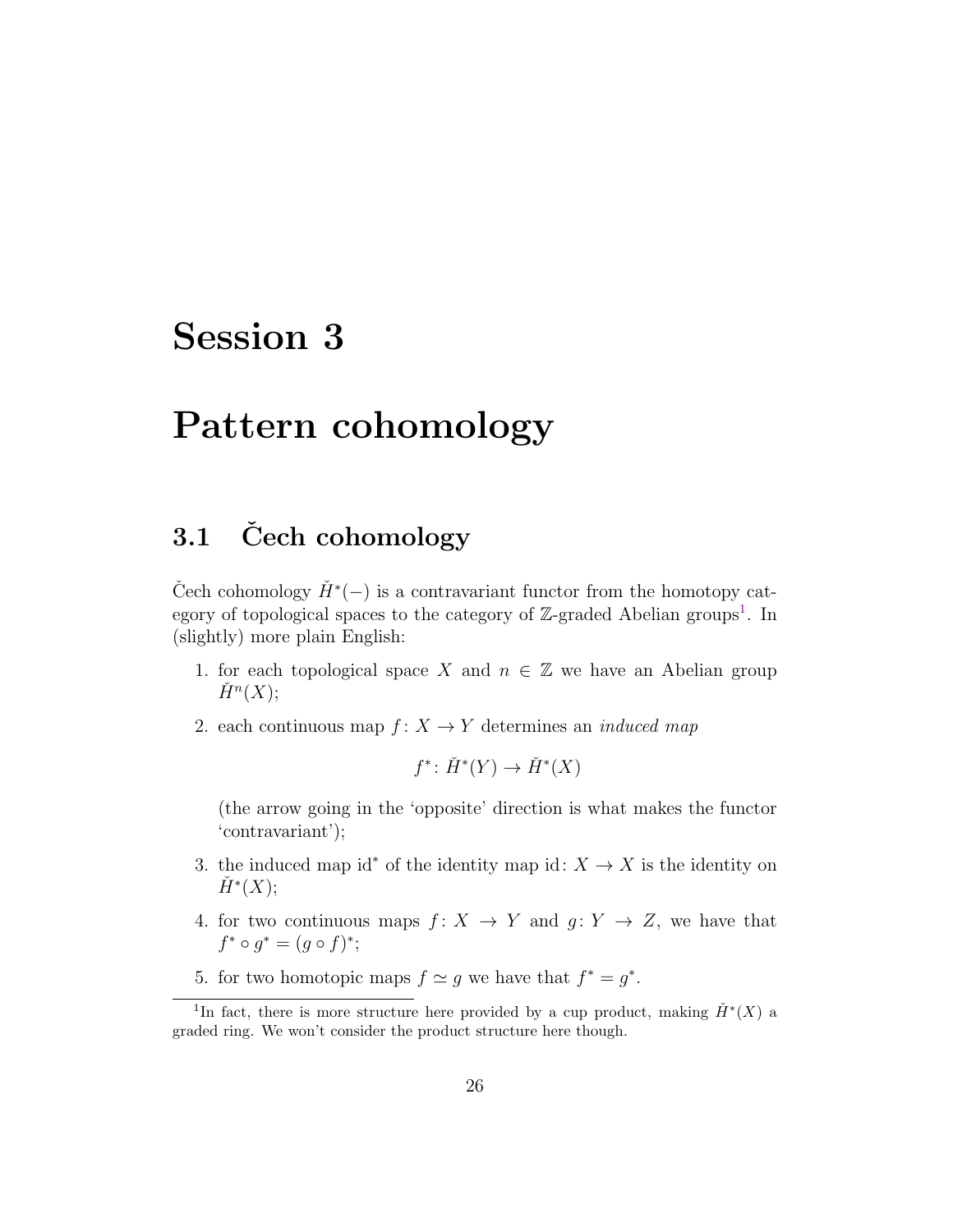# Session 3

# Pattern cohomology

## 3.1 Čech cohomology

Čech cohomology $\check{H}^*(-)$ is a contravariant functor from the homotopy category of topological spaces to the category of $\mathbb{Z}$-graded Abelian groups[1]. In (slightly) more plain English:

1. for each topological space $X$ and $n \in \mathbb{Z}$ we have an Abelian group $\check{H}^n(X)$;

2. each continuous map $f: X \to Y$ determines an *induced map*

$$f^*: \check{H}^*(Y) \to \check{H}^*(X)$$

   (the arrow going in the 'opposite' direction is what makes the functor 'contravariant');

3. the induced map $\mathrm{id}^*$ of the identity map $\mathrm{id}: X \to X$ is the identity on $\check{H}^*(X)$;

4. for two continuous maps $f: X \to Y$ and $g: Y \to Z$, we have that $f^* \circ g^* = (g \circ f)^*$;

5. for two homotopic maps $f \simeq g$ we have that $f^* = g^*$.

[1] In fact, there is more structure here provided by a cup product, making $\check{H}^*(X)$ a graded ring. We won't consider the product structure here though.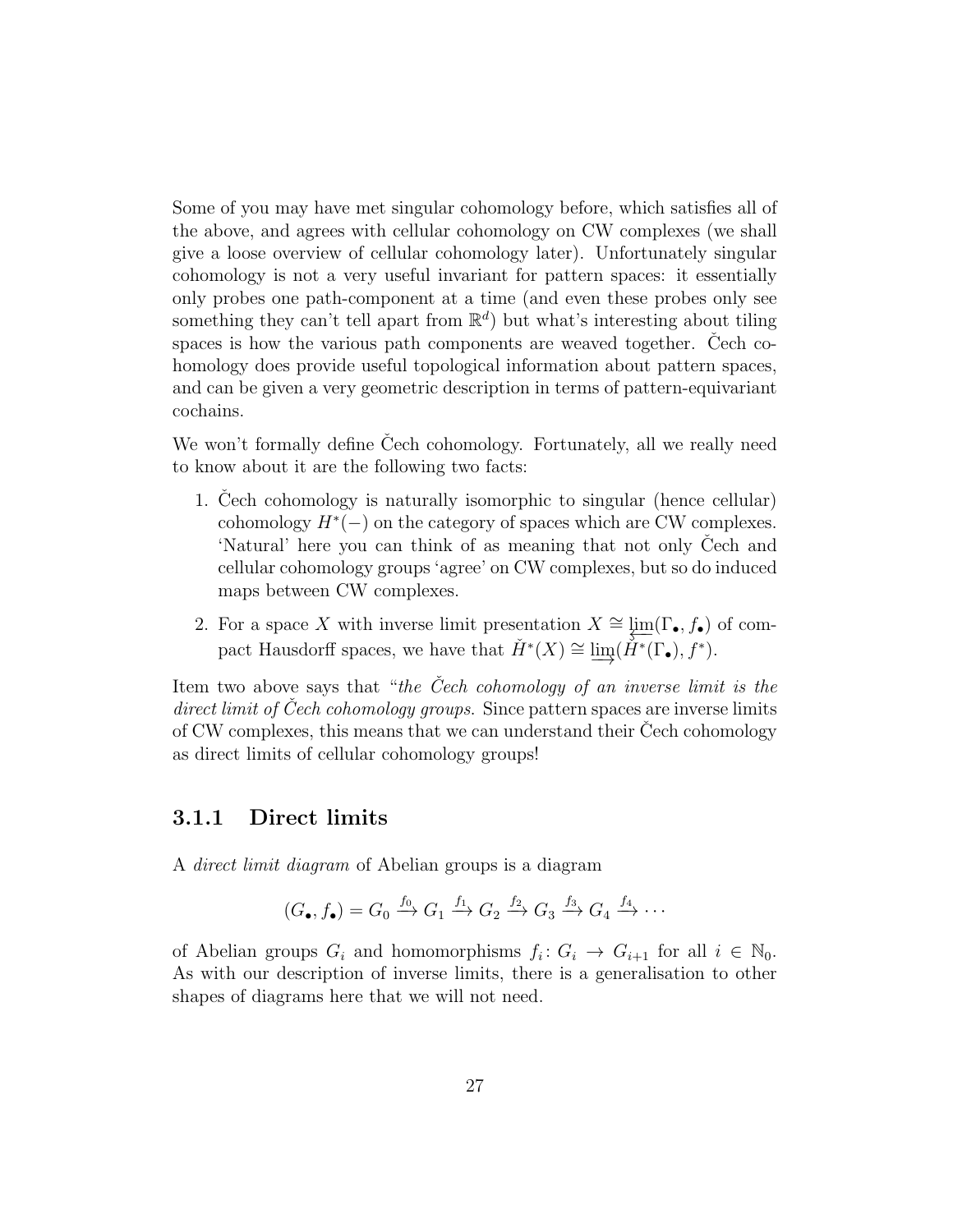Some of you may have met singular cohomology before, which satisfies all of the above, and agrees with cellular cohomology on CW complexes (we shall give a loose overview of cellular cohomology later). Unfortunately singular cohomology is not a very useful invariant for pattern spaces: it essentially only probes one path-component at a time (and even these probes only see something they can't tell apart from $\mathbb{R}^d$) but what's interesting about tiling spaces is how the various path components are weaved together. Čech cohomology does provide useful topological information about pattern spaces, and can be given a very geometric description in terms of pattern-equivariant cochains.

We won't formally define Čech cohomology. Fortunately, all we really need to know about it are the following two facts:

1. Čech cohomology is naturally isomorphic to singular (hence cellular) cohomology $H^*(-)$ on the category of spaces which are CW complexes. 'Natural' here you can think of as meaning that not only Čech and cellular cohomology groups 'agree' on CW complexes, but so do induced maps between CW complexes.
2. For a space $X$ with inverse limit presentation $X \cong \varprojlim(\Gamma_\bullet, f_\bullet)$ of compact Hausdorff spaces, we have that $\check{H}^*(X) \cong \varinjlim(\check{H}^*(\Gamma_\bullet), f^*)$.

Item two above says that "*the Čech cohomology of an inverse limit is the direct limit of Čech cohomology groups*. Since pattern spaces are inverse limits of CW complexes, this means that we can understand their Čech cohomology as direct limits of cellular cohomology groups!

### 3.1.1 Direct limits

A *direct limit diagram* of Abelian groups is a diagram

$$(G_\bullet, f_\bullet) = G_0 \xrightarrow{f_0} G_1 \xrightarrow{f_1} G_2 \xrightarrow{f_2} G_3 \xrightarrow{f_3} G_4 \xrightarrow{f_4} \cdots$$

of Abelian groups $G_i$ and homomorphisms $f_i \colon G_i \to G_{i+1}$ for all $i \in \mathbb{N}_0$. As with our description of inverse limits, there is a generalisation to other shapes of diagrams here that we will not need.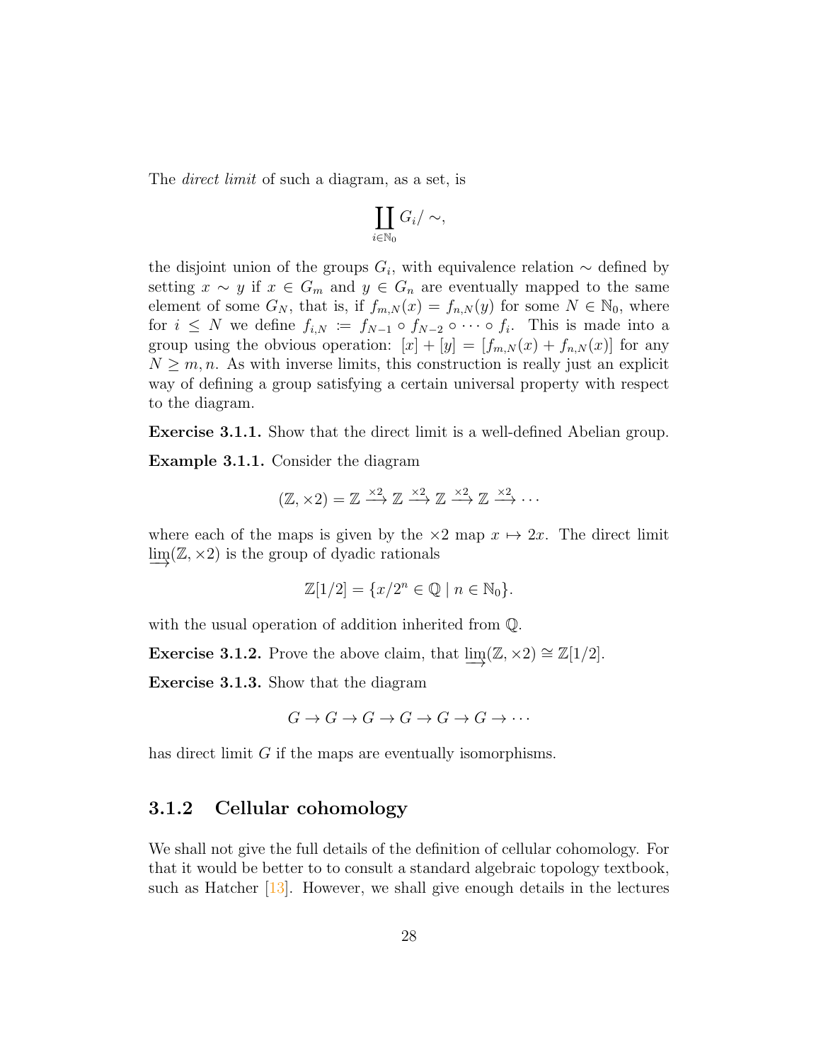The *direct limit* of such a diagram, as a set, is

$$\coprod_{i \in \mathbb{N}_0} G_i / \sim,$$

the disjoint union of the groups $G_i$, with equivalence relation $\sim$ defined by setting $x \sim y$ if $x \in G_m$ and $y \in G_n$ are eventually mapped to the same element of some $G_N$, that is, if $f_{m,N}(x) = f_{n,N}(y)$ for some $N \in \mathbb{N}_0$, where for $i \leq N$ we define $f_{i,N} \coloneqq f_{N-1} \circ f_{N-2} \circ \cdots \circ f_i$. This is made into a group using the obvious operation: $[x] + [y] = [f_{m,N}(x) + f_{n,N}(x)]$ for any $N \geq m, n$. As with inverse limits, this construction is really just an explicit way of defining a group satisfying a certain universal property with respect to the diagram.

**Exercise 3.1.1.** Show that the direct limit is a well-defined Abelian group.

**Example 3.1.1.** Consider the diagram

$$(\mathbb{Z}, \times 2) = \mathbb{Z} \xrightarrow{\times 2} \mathbb{Z} \xrightarrow{\times 2} \mathbb{Z} \xrightarrow{\times 2} \mathbb{Z} \xrightarrow{\times 2} \cdots$$

where each of the maps is given by the $\times 2$ map $x \mapsto 2x$. The direct limit $\varinjlim(\mathbb{Z}, \times 2)$ is the group of dyadic rationals

$$\mathbb{Z}[1/2] = \{x/2^n \in \mathbb{Q} \mid n \in \mathbb{N}_0\}.$$

with the usual operation of addition inherited from $\mathbb{Q}$.

**Exercise 3.1.2.** Prove the above claim, that $\varinjlim(\mathbb{Z}, \times 2) \cong \mathbb{Z}[1/2]$.

**Exercise 3.1.3.** Show that the diagram

$$G \to G \to G \to G \to G \to G \to \cdots$$

has direct limit $G$ if the maps are eventually isomorphisms.

### 3.1.2 Cellular cohomology

We shall not give the full details of the definition of cellular cohomology. For that it would be better to to consult a standard algebraic topology textbook, such as Hatcher [13]. However, we shall give enough details in the lectures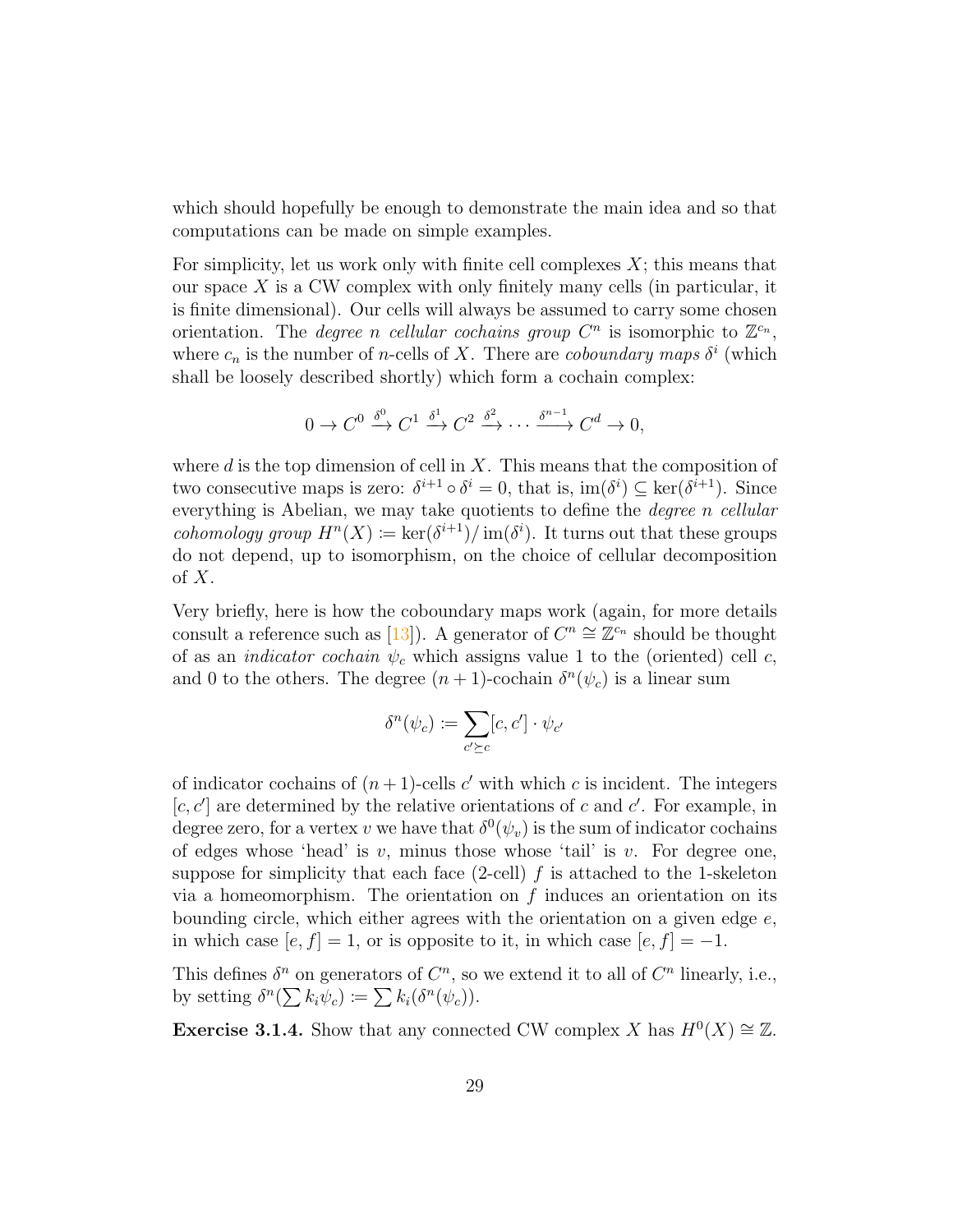which should hopefully be enough to demonstrate the main idea and so that computations can be made on simple examples.

For simplicity, let us work only with finite cell complexes $X$; this means that our space $X$ is a CW complex with only finitely many cells (in particular, it is finite dimensional). Our cells will always be assumed to carry some chosen orientation. The *degree n cellular cochains group* $C^n$ is isomorphic to $\mathbb{Z}^{c_n}$, where $c_n$ is the number of $n$-cells of $X$. There are *coboundary maps* $\delta^i$ (which shall be loosely described shortly) which form a cochain complex:

$$0 \to C^0 \xrightarrow{\delta^0} C^1 \xrightarrow{\delta^1} C^2 \xrightarrow{\delta^2} \cdots \xrightarrow{\delta^{n-1}} C^d \to 0,$$

where $d$ is the top dimension of cell in $X$. This means that the composition of two consecutive maps is zero: $\delta^{i+1} \circ \delta^i = 0$, that is, $\operatorname{im}(\delta^i) \subseteq \ker(\delta^{i+1})$. Since everything is Abelian, we may take quotients to define the *degree n cellular cohomology group* $H^n(X) := \ker(\delta^{i+1})/\operatorname{im}(\delta^i)$. It turns out that these groups do not depend, up to isomorphism, on the choice of cellular decomposition of $X$.

Very briefly, here is how the coboundary maps work (again, for more details consult a reference such as [13]). A generator of $C^n \cong \mathbb{Z}^{c_n}$ should be thought of as an *indicator cochain* $\psi_c$ which assigns value 1 to the (oriented) cell $c$, and 0 to the others. The degree $(n+1)$-cochain $\delta^n(\psi_c)$ is a linear sum

$$\delta^n(\psi_c) := \sum_{c' \succeq c} [c, c'] \cdot \psi_{c'}$$

of indicator cochains of $(n+1)$-cells $c'$ with which $c$ is incident. The integers $[c, c']$ are determined by the relative orientations of $c$ and $c'$. For example, in degree zero, for a vertex $v$ we have that $\delta^0(\psi_v)$ is the sum of indicator cochains of edges whose 'head' is $v$, minus those whose 'tail' is $v$. For degree one, suppose for simplicity that each face (2-cell) $f$ is attached to the 1-skeleton via a homeomorphism. The orientation on $f$ induces an orientation on its bounding circle, which either agrees with the orientation on a given edge $e$, in which case $[e, f] = 1$, or is opposite to it, in which case $[e, f] = -1$.

This defines $\delta^n$ on generators of $C^n$, so we extend it to all of $C^n$ linearly, i.e., by setting $\delta^n(\sum k_i \psi_c) := \sum k_i(\delta^n(\psi_c))$.

**Exercise 3.1.4.** Show that any connected CW complex $X$ has $H^0(X) \cong \mathbb{Z}$.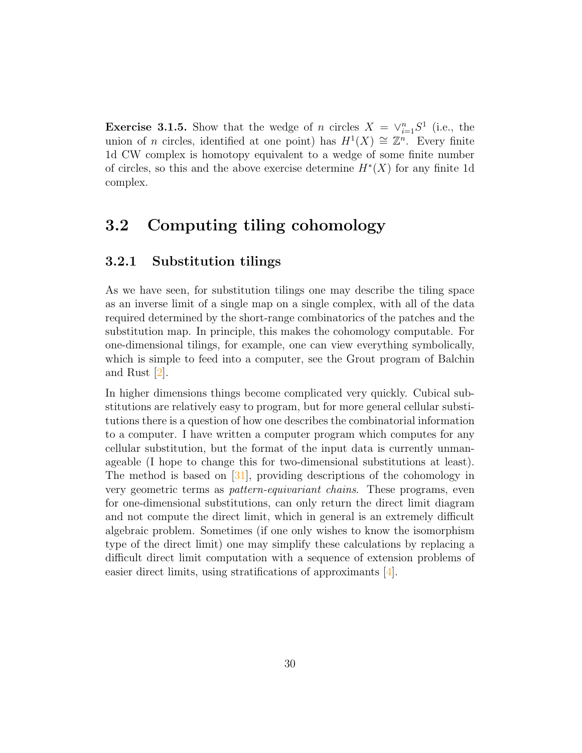**Exercise 3.1.5.** Show that the wedge of $n$ circles $X = \vee_{i=1}^{n} S^1$ (i.e., the union of $n$ circles, identified at one point) has $H^1(X) \cong \mathbb{Z}^n$. Every finite 1d CW complex is homotopy equivalent to a wedge of some finite number of circles, so this and the above exercise determine $H^*(X)$ for any finite 1d complex.

## 3.2 Computing tiling cohomology

### 3.2.1 Substitution tilings

As we have seen, for substitution tilings one may describe the tiling space as an inverse limit of a single map on a single complex, with all of the data required determined by the short-range combinatorics of the patches and the substitution map. In principle, this makes the cohomology computable. For one-dimensional tilings, for example, one can view everything symbolically, which is simple to feed into a computer, see the Grout program of Balchin and Rust [2].

In higher dimensions things become complicated very quickly. Cubical substitutions are relatively easy to program, but for more general cellular substitutions there is a question of how one describes the combinatorial information to a computer. I have written a computer program which computes for any cellular substitution, but the format of the input data is currently unmanageable (I hope to change this for two-dimensional substitutions at least). The method is based on [31], providing descriptions of the cohomology in very geometric terms as *pattern-equivariant chains*. These programs, even for one-dimensional substitutions, can only return the direct limit diagram and not compute the direct limit, which in general is an extremely difficult algebraic problem. Sometimes (if one only wishes to know the isomorphism type of the direct limit) one may simplify these calculations by replacing a difficult direct limit computation with a sequence of extension problems of easier direct limits, using stratifications of approximants [4].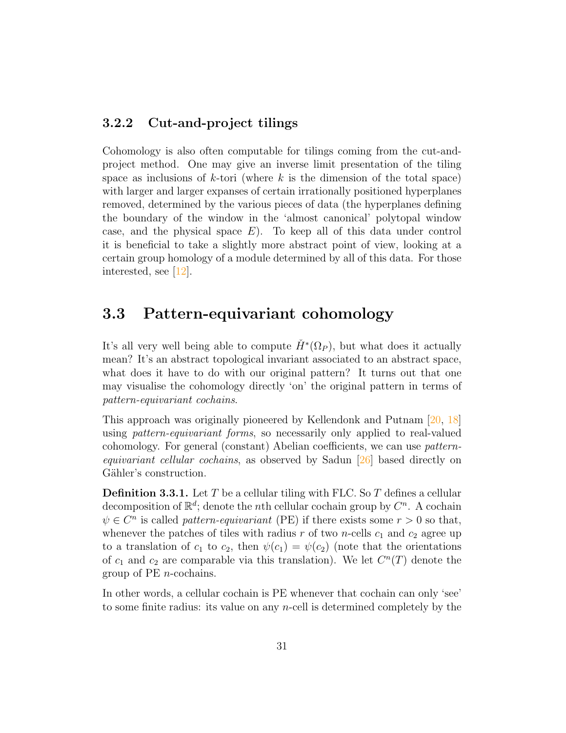### 3.2.2 Cut-and-project tilings

Cohomology is also often computable for tilings coming from the cut-and-project method. One may give an inverse limit presentation of the tiling space as inclusions of $k$-tori (where $k$ is the dimension of the total space) with larger and larger expanses of certain irrationally positioned hyperplanes removed, determined by the various pieces of data (the hyperplanes defining the boundary of the window in the 'almost canonical' polytopal window case, and the physical space $E$). To keep all of this data under control it is beneficial to take a slightly more abstract point of view, looking at a certain group homology of a module determined by all of this data. For those interested, see [12].

## 3.3 Pattern-equivariant cohomology

It's all very well being able to compute $\check{H}^*(\Omega_P)$, but what does it actually mean? It's an abstract topological invariant associated to an abstract space, what does it have to do with our original pattern? It turns out that one may visualise the cohomology directly 'on' the original pattern in terms of *pattern-equivariant cochains*.

This approach was originally pioneered by Kellendonk and Putnam [20, 18] using *pattern-equivariant forms*, so necessarily only applied to real-valued cohomology. For general (constant) Abelian coefficients, we can use *pattern-equivariant cellular cochains*, as observed by Sadun [26] based directly on Gähler's construction.

**Definition 3.3.1.** Let $T$ be a cellular tiling with FLC. So $T$ defines a cellular decomposition of $\mathbb{R}^d$; denote the $n$th cellular cochain group by $C^n$. A cochain $\psi \in C^n$ is called *pattern-equivariant* (PE) if there exists some $r > 0$ so that, whenever the patches of tiles with radius $r$ of two $n$-cells $c_1$ and $c_2$ agree up to a translation of $c_1$ to $c_2$, then $\psi(c_1) = \psi(c_2)$ (note that the orientations of $c_1$ and $c_2$ are comparable via this translation). We let $C^n(T)$ denote the group of PE $n$-cochains.

In other words, a cellular cochain is PE whenever that cochain can only 'see' to some finite radius: its value on any $n$-cell is determined completely by the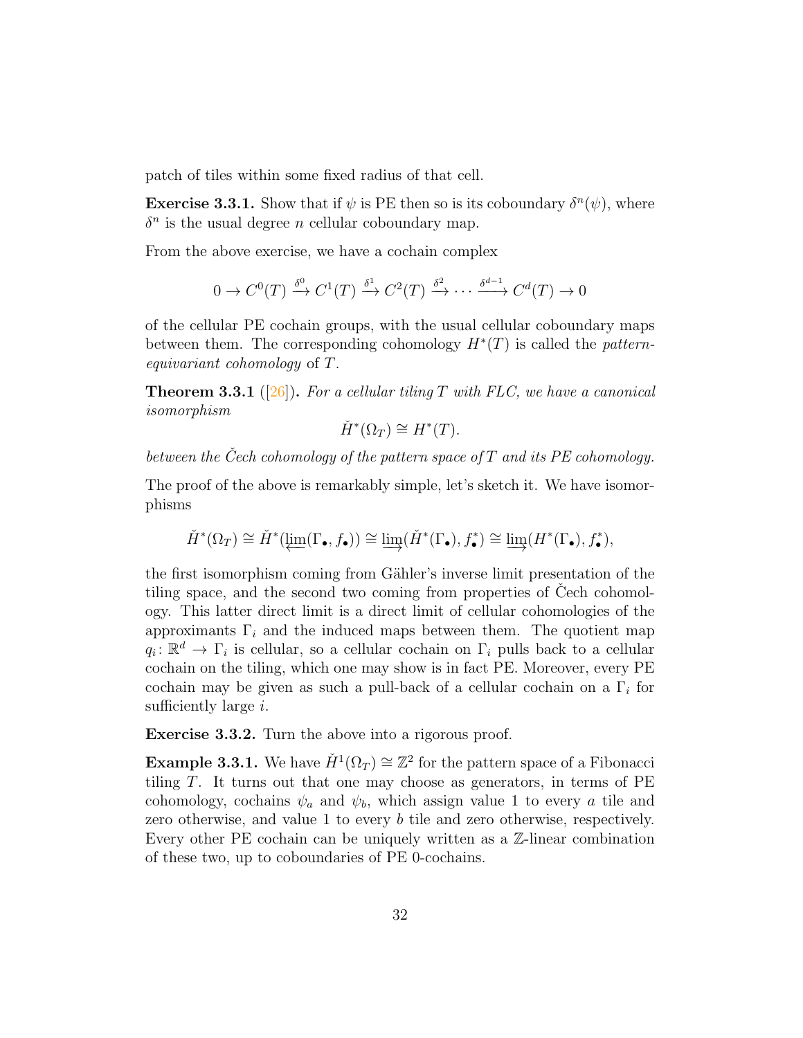patch of tiles within some fixed radius of that cell.

**Exercise 3.3.1.** Show that if $\psi$ is PE then so is its coboundary $\delta^n(\psi)$, where $\delta^n$ is the usual degree $n$ cellular coboundary map.

From the above exercise, we have a cochain complex

$$0 \to C^0(T) \xrightarrow{\delta^0} C^1(T) \xrightarrow{\delta^1} C^2(T) \xrightarrow{\delta^2} \cdots \xrightarrow{\delta^{d-1}} C^d(T) \to 0$$

of the cellular PE cochain groups, with the usual cellular coboundary maps between them. The corresponding cohomology $H^*(T)$ is called the *pattern-equivariant cohomology* of $T$.

**Theorem 3.3.1** ([26])**.** *For a cellular tiling $T$ with FLC, we have a canonical isomorphism*

$$\check{H}^*(\Omega_T) \cong H^*(T).$$

*between the Čech cohomology of the pattern space of $T$ and its PE cohomology.*

The proof of the above is remarkably simple, let's sketch it. We have isomorphisms

$$\check{H}^*(\Omega_T) \cong \check{H}^*(\varprojlim(\Gamma_\bullet, f_\bullet)) \cong \varinjlim(\check{H}^*(\Gamma_\bullet), f_\bullet^*) \cong \varinjlim(H^*(\Gamma_\bullet), f_\bullet^*),$$

the first isomorphism coming from Gähler's inverse limit presentation of the tiling space, and the second two coming from properties of Čech cohomology. This latter direct limit is a direct limit of cellular cohomologies of the approximants $\Gamma_i$ and the induced maps between them. The quotient map $q_i \colon \mathbb{R}^d \to \Gamma_i$ is cellular, so a cellular cochain on $\Gamma_i$ pulls back to a cellular cochain on the tiling, which one may show is in fact PE. Moreover, every PE cochain may be given as such a pull-back of a cellular cochain on a $\Gamma_i$ for sufficiently large $i$.

**Exercise 3.3.2.** Turn the above into a rigorous proof.

**Example 3.3.1.** We have $\check{H}^1(\Omega_T) \cong \mathbb{Z}^2$ for the pattern space of a Fibonacci tiling $T$. It turns out that one may choose as generators, in terms of PE cohomology, cochains $\psi_a$ and $\psi_b$, which assign value 1 to every $a$ tile and zero otherwise, and value 1 to every $b$ tile and zero otherwise, respectively. Every other PE cochain can be uniquely written as a $\mathbb{Z}$-linear combination of these two, up to coboundaries of PE 0-cochains.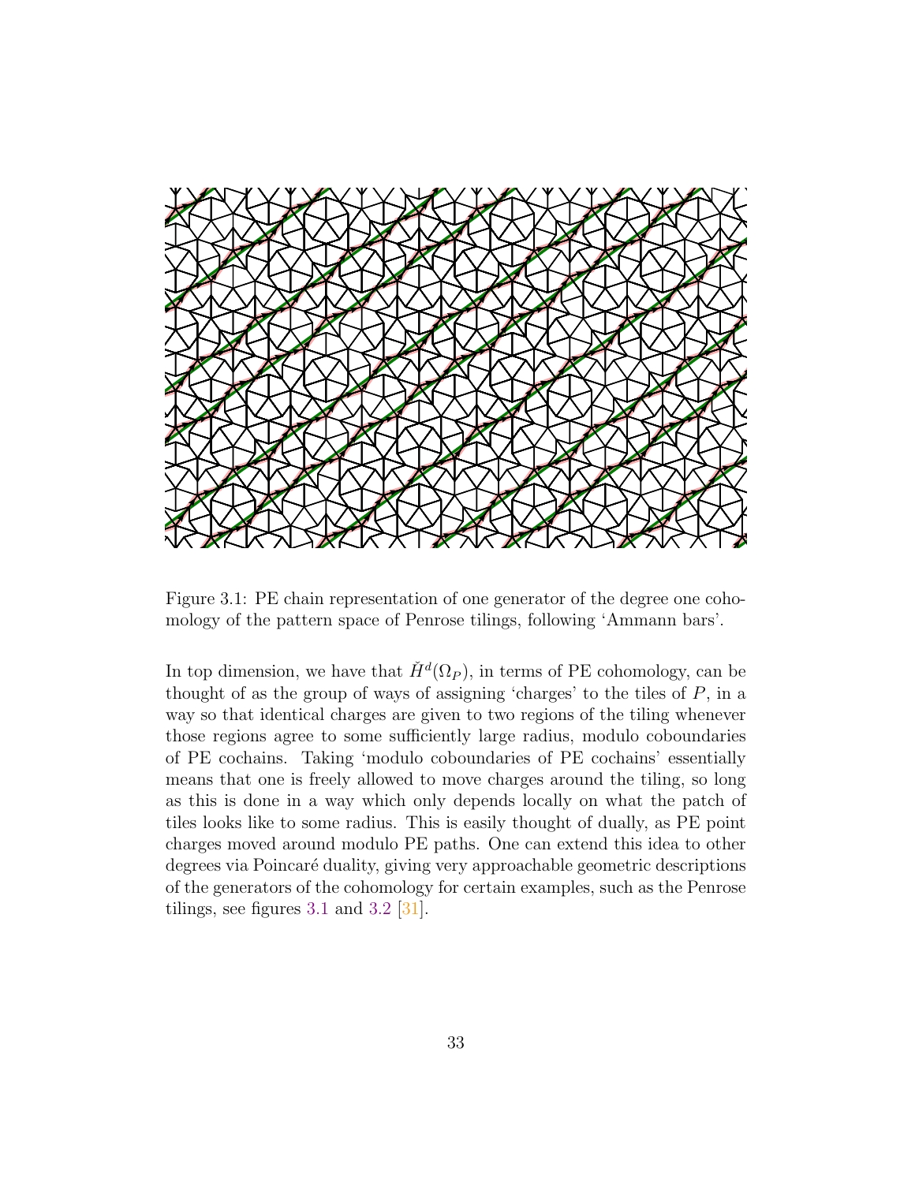Figure 3.1: PE chain representation of one generator of the degree one cohomology of the pattern space of Penrose tilings, following 'Ammann bars'.

In top dimension, we have that $\check{H}^d(\Omega_P)$, in terms of PE cohomology, can be thought of as the group of ways of assigning 'charges' to the tiles of $P$, in a way so that identical charges are given to two regions of the tiling whenever those regions agree to some sufficiently large radius, modulo coboundaries of PE cochains. Taking 'modulo coboundaries of PE cochains' essentially means that one is freely allowed to move charges around the tiling, so long as this is done in a way which only depends locally on what the patch of tiles looks like to some radius. This is easily thought of dually, as PE point charges moved around modulo PE paths. One can extend this idea to other degrees via Poincaré duality, giving very approachable geometric descriptions of the generators of the cohomology for certain examples, such as the Penrose tilings, see figures 3.1 and 3.2 [31].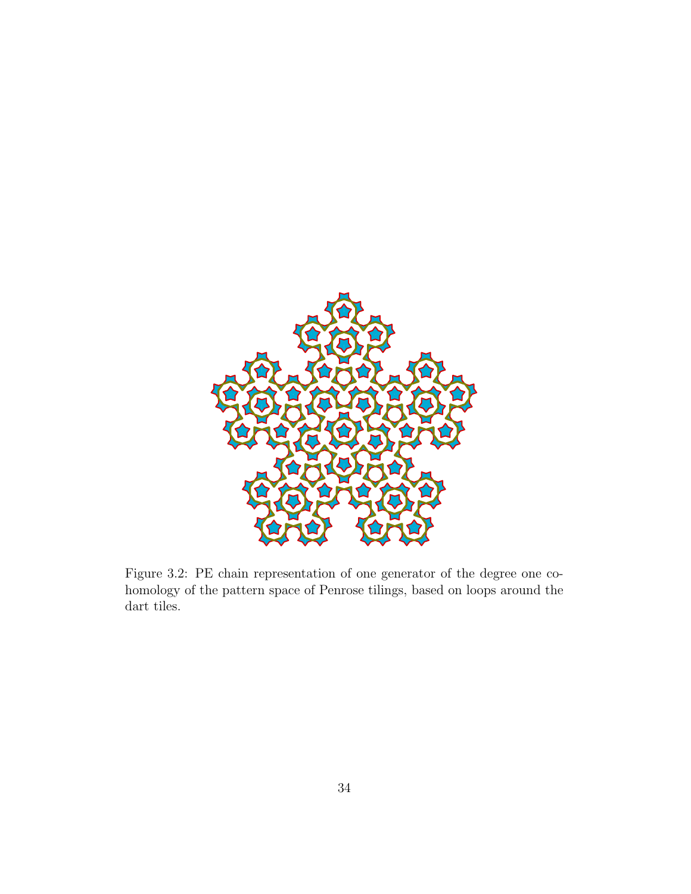Figure 3.2: PE chain representation of one generator of the degree one cohomology of the pattern space of Penrose tilings, based on loops around the dart tiles.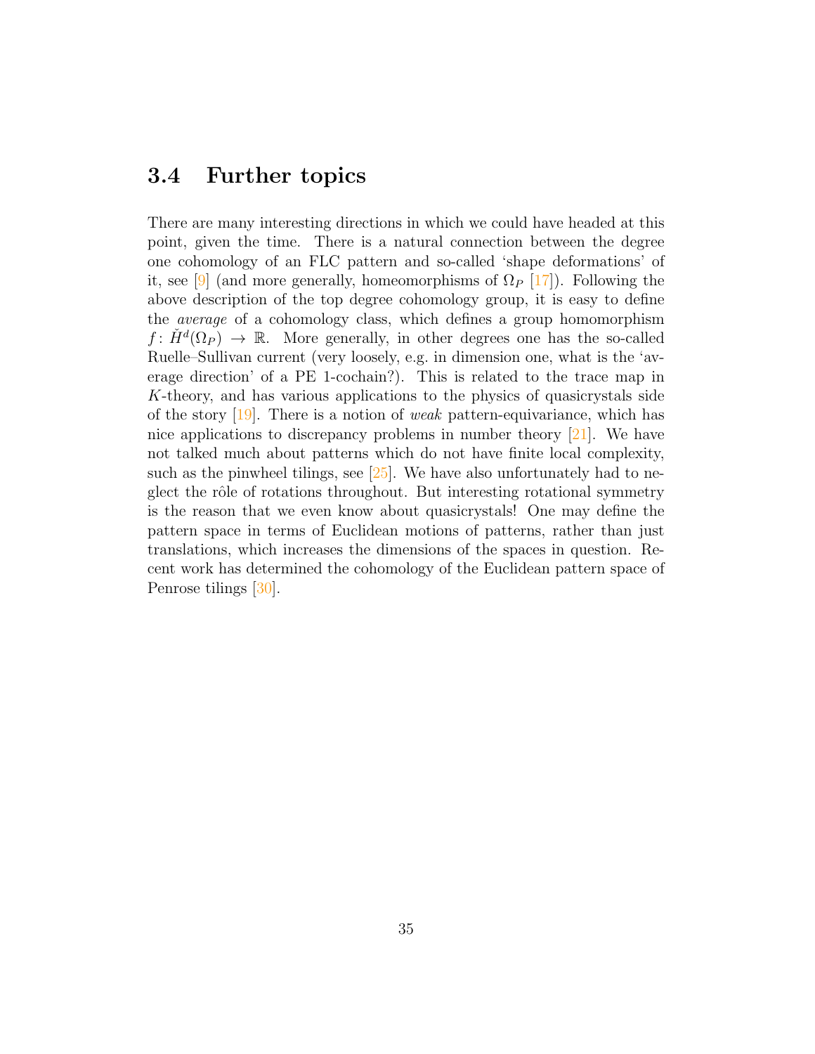## 3.4 Further topics

There are many interesting directions in which we could have headed at this point, given the time. There is a natural connection between the degree one cohomology of an FLC pattern and so-called 'shape deformations' of it, see [9] (and more generally, homeomorphisms of $\Omega_P$ [17]). Following the above description of the top degree cohomology group, it is easy to define the *average* of a cohomology class, which defines a group homomorphism $f\colon \check{H}^d(\Omega_P) \to \mathbb{R}$. More generally, in other degrees one has the so-called Ruelle–Sullivan current (very loosely, e.g. in dimension one, what is the 'average direction' of a PE 1-cochain?). This is related to the trace map in $K$-theory, and has various applications to the physics of quasicrystals side of the story [19]. There is a notion of *weak* pattern-equivariance, which has nice applications to discrepancy problems in number theory [21]. We have not talked much about patterns which do not have finite local complexity, such as the pinwheel tilings, see [25]. We have also unfortunately had to neglect the rôle of rotations throughout. But interesting rotational symmetry is the reason that we even know about quasicrystals! One may define the pattern space in terms of Euclidean motions of patterns, rather than just translations, which increases the dimensions of the spaces in question. Recent work has determined the cohomology of the Euclidean pattern space of Penrose tilings [30].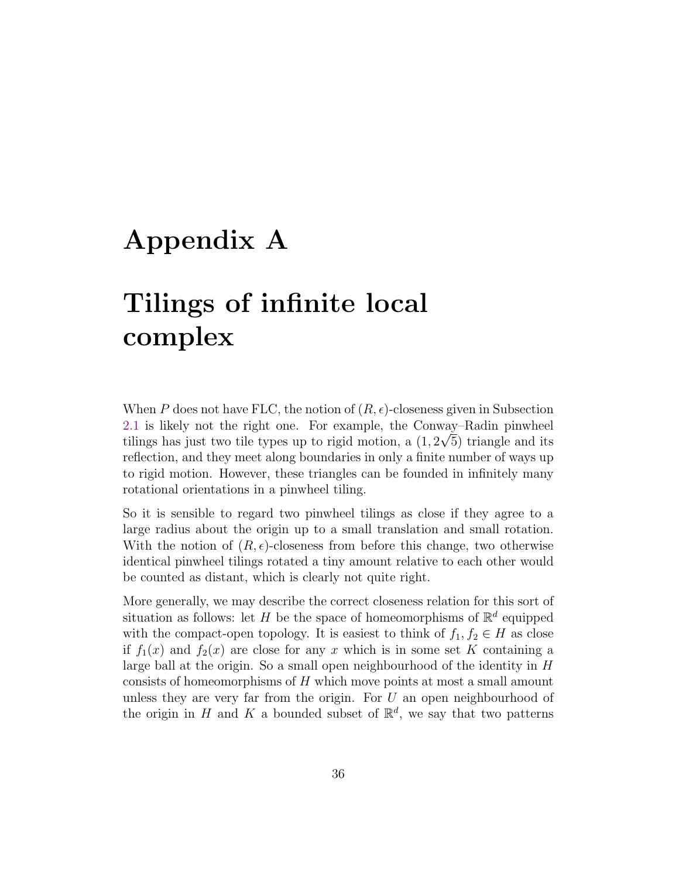# Appendix A

# Tilings of infinite local complex

When $P$ does not have FLC, the notion of $(R, \epsilon)$-closeness given in Subsection 2.1 is likely not the right one. For example, the Conway–Radin pinwheel tilings has just two tile types up to rigid motion, a $(1, 2\sqrt{5})$ triangle and its reflection, and they meet along boundaries in only a finite number of ways up to rigid motion. However, these triangles can be founded in infinitely many rotational orientations in a pinwheel tiling.

So it is sensible to regard two pinwheel tilings as close if they agree to a large radius about the origin up to a small translation and small rotation. With the notion of $(R, \epsilon)$-closeness from before this change, two otherwise identical pinwheel tilings rotated a tiny amount relative to each other would be counted as distant, which is clearly not quite right.

More generally, we may describe the correct closeness relation for this sort of situation as follows: let $H$ be the space of homeomorphisms of $\mathbb{R}^d$ equipped with the compact-open topology. It is easiest to think of $f_1, f_2 \in H$ as close if $f_1(x)$ and $f_2(x)$ are close for any $x$ which is in some set $K$ containing a large ball at the origin. So a small open neighbourhood of the identity in $H$ consists of homeomorphisms of $H$ which move points at most a small amount unless they are very far from the origin. For $U$ an open neighbourhood of the origin in $H$ and $K$ a bounded subset of $\mathbb{R}^d$, we say that two patterns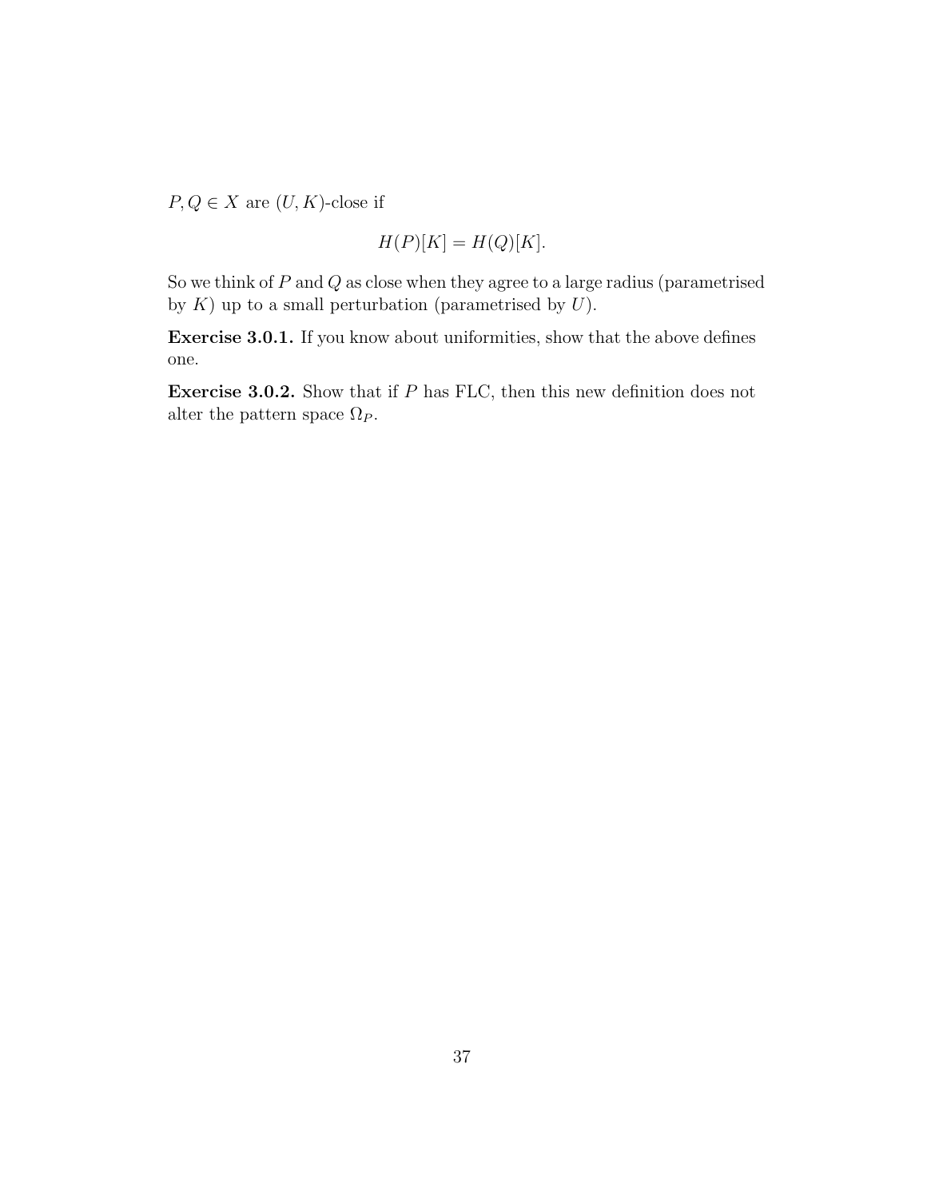$P, Q \in X$ are $(U, K)$-close if

$$H(P)[K] = H(Q)[K].$$

So we think of $P$ and $Q$ as close when they agree to a large radius (parametrised by $K$) up to a small perturbation (parametrised by $U$).

**Exercise 3.0.1.** If you know about uniformities, show that the above defines one.

**Exercise 3.0.2.** Show that if $P$ has FLC, then this new definition does not alter the pattern space $\Omega_P$.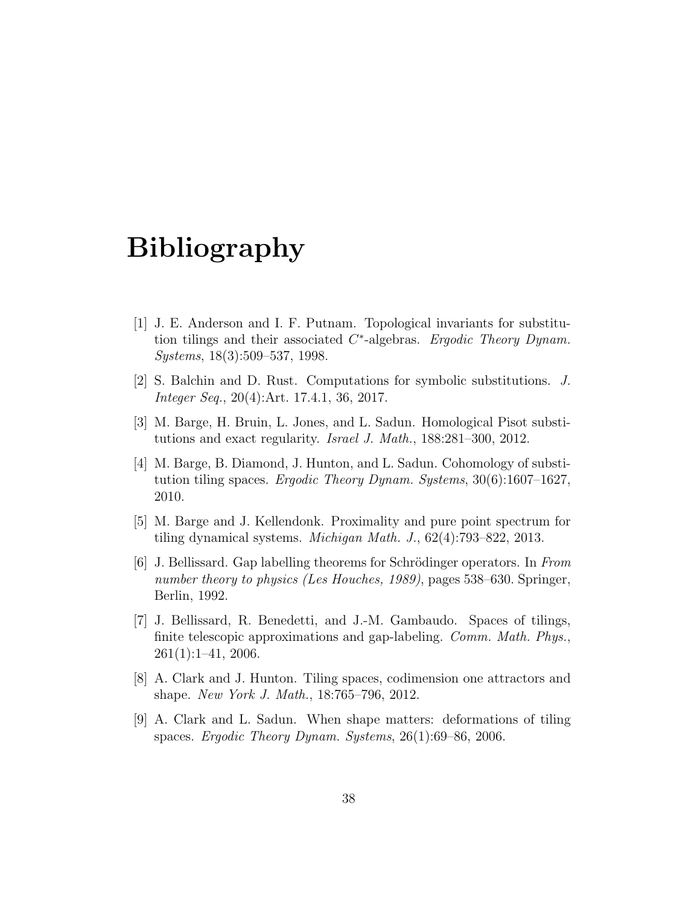# Bibliography

[1] J. E. Anderson and I. F. Putnam. Topological invariants for substitution tilings and their associated $C^*$-algebras. *Ergodic Theory Dynam. Systems*, 18(3):509–537, 1998.

[2] S. Balchin and D. Rust. Computations for symbolic substitutions. *J. Integer Seq.*, 20(4):Art. 17.4.1, 36, 2017.

[3] M. Barge, H. Bruin, L. Jones, and L. Sadun. Homological Pisot substitutions and exact regularity. *Israel J. Math.*, 188:281–300, 2012.

[4] M. Barge, B. Diamond, J. Hunton, and L. Sadun. Cohomology of substitution tiling spaces. *Ergodic Theory Dynam. Systems*, 30(6):1607–1627, 2010.

[5] M. Barge and J. Kellendonk. Proximality and pure point spectrum for tiling dynamical systems. *Michigan Math. J.*, 62(4):793–822, 2013.

[6] J. Bellissard. Gap labelling theorems for Schrödinger operators. In *From number theory to physics (Les Houches, 1989)*, pages 538–630. Springer, Berlin, 1992.

[7] J. Bellissard, R. Benedetti, and J.-M. Gambaudo. Spaces of tilings, finite telescopic approximations and gap-labeling. *Comm. Math. Phys.*, 261(1):1–41, 2006.

[8] A. Clark and J. Hunton. Tiling spaces, codimension one attractors and shape. *New York J. Math.*, 18:765–796, 2012.

[9] A. Clark and L. Sadun. When shape matters: deformations of tiling spaces. *Ergodic Theory Dynam. Systems*, 26(1):69–86, 2006.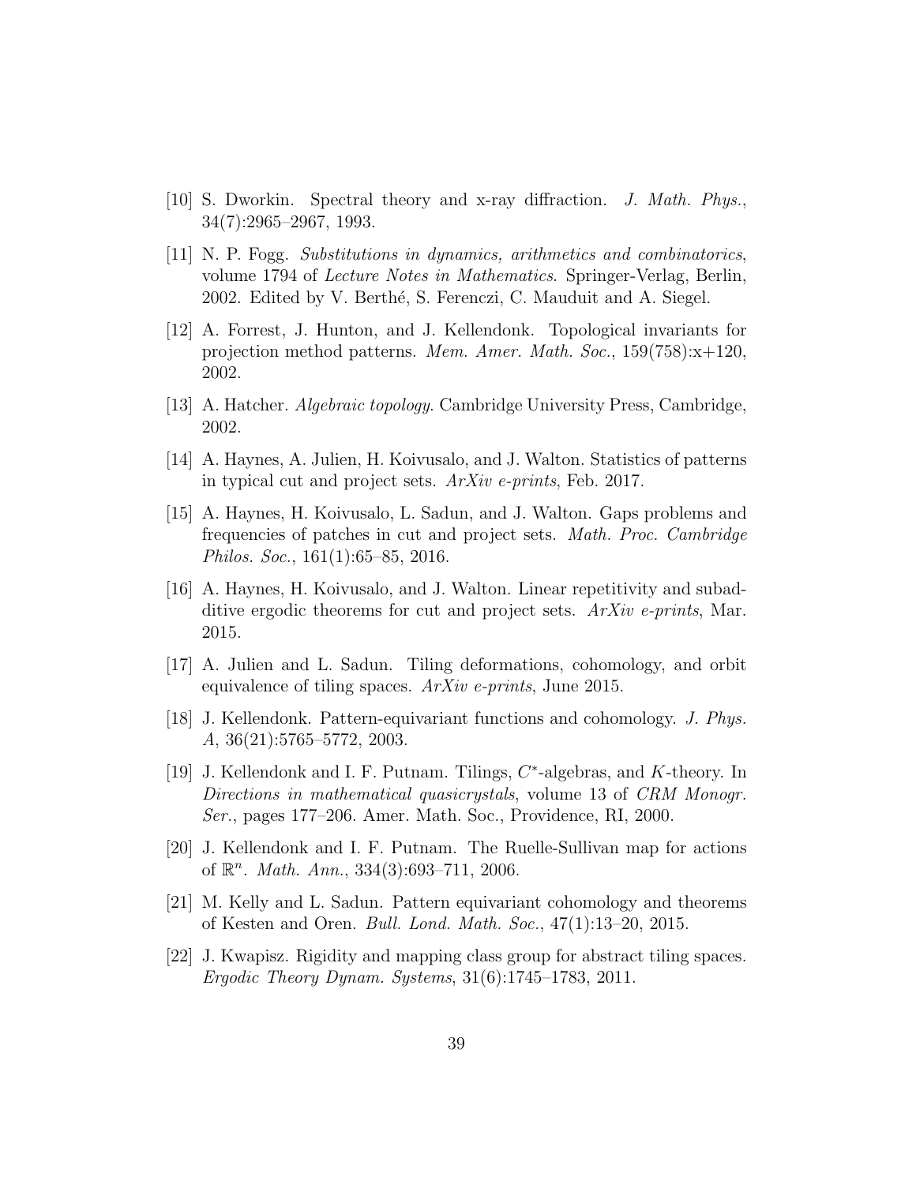[10] S. Dworkin. Spectral theory and x-ray diffraction. *J. Math. Phys.*, 34(7):2965–2967, 1993.

[11] N. P. Fogg. *Substitutions in dynamics, arithmetics and combinatorics*, volume 1794 of *Lecture Notes in Mathematics*. Springer-Verlag, Berlin, 2002. Edited by V. Berthé, S. Ferenczi, C. Mauduit and A. Siegel.

[12] A. Forrest, J. Hunton, and J. Kellendonk. Topological invariants for projection method patterns. *Mem. Amer. Math. Soc.*, 159(758):x+120, 2002.

[13] A. Hatcher. *Algebraic topology*. Cambridge University Press, Cambridge, 2002.

[14] A. Haynes, A. Julien, H. Koivusalo, and J. Walton. Statistics of patterns in typical cut and project sets. *ArXiv e-prints*, Feb. 2017.

[15] A. Haynes, H. Koivusalo, L. Sadun, and J. Walton. Gaps problems and frequencies of patches in cut and project sets. *Math. Proc. Cambridge Philos. Soc.*, 161(1):65–85, 2016.

[16] A. Haynes, H. Koivusalo, and J. Walton. Linear repetitivity and subadditive ergodic theorems for cut and project sets. *ArXiv e-prints*, Mar. 2015.

[17] A. Julien and L. Sadun. Tiling deformations, cohomology, and orbit equivalence of tiling spaces. *ArXiv e-prints*, June 2015.

[18] J. Kellendonk. Pattern-equivariant functions and cohomology. *J. Phys. A*, 36(21):5765–5772, 2003.

[19] J. Kellendonk and I. F. Putnam. Tilings, $C^*$-algebras, and $K$-theory. In *Directions in mathematical quasicrystals*, volume 13 of *CRM Monogr. Ser.*, pages 177–206. Amer. Math. Soc., Providence, RI, 2000.

[20] J. Kellendonk and I. F. Putnam. The Ruelle-Sullivan map for actions of $\mathbb{R}^n$. *Math. Ann.*, 334(3):693–711, 2006.

[21] M. Kelly and L. Sadun. Pattern equivariant cohomology and theorems of Kesten and Oren. *Bull. Lond. Math. Soc.*, 47(1):13–20, 2015.

[22] J. Kwapisz. Rigidity and mapping class group for abstract tiling spaces. *Ergodic Theory Dynam. Systems*, 31(6):1745–1783, 2011.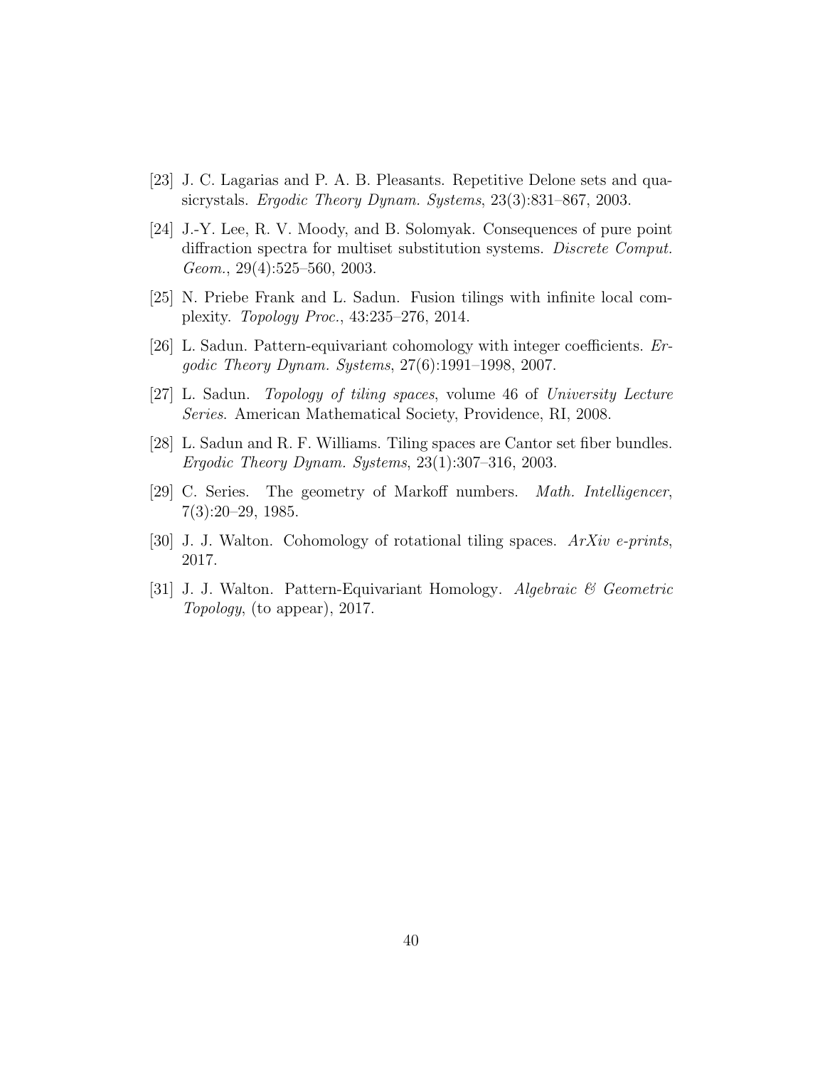[23] J. C. Lagarias and P. A. B. Pleasants. Repetitive Delone sets and quasicrystals. *Ergodic Theory Dynam. Systems*, 23(3):831–867, 2003.

[24] J.-Y. Lee, R. V. Moody, and B. Solomyak. Consequences of pure point diffraction spectra for multiset substitution systems. *Discrete Comput. Geom.*, 29(4):525–560, 2003.

[25] N. Priebe Frank and L. Sadun. Fusion tilings with infinite local complexity. *Topology Proc.*, 43:235–276, 2014.

[26] L. Sadun. Pattern-equivariant cohomology with integer coefficients. *Ergodic Theory Dynam. Systems*, 27(6):1991–1998, 2007.

[27] L. Sadun. *Topology of tiling spaces*, volume 46 of *University Lecture Series*. American Mathematical Society, Providence, RI, 2008.

[28] L. Sadun and R. F. Williams. Tiling spaces are Cantor set fiber bundles. *Ergodic Theory Dynam. Systems*, 23(1):307–316, 2003.

[29] C. Series. The geometry of Markoff numbers. *Math. Intelligencer*, 7(3):20–29, 1985.

[30] J. J. Walton. Cohomology of rotational tiling spaces. *ArXiv e-prints*, 2017.

[31] J. J. Walton. Pattern-Equivariant Homology. *Algebraic & Geometric Topology*, (to appear), 2017.